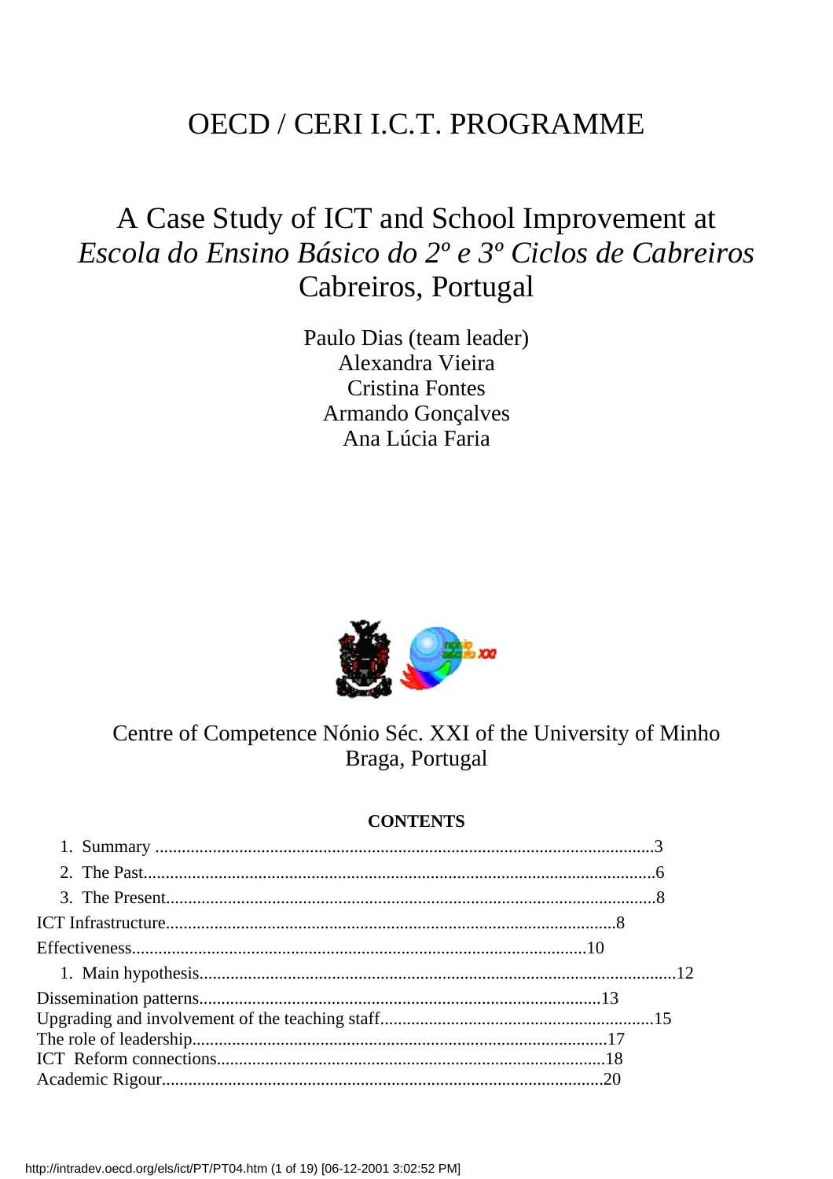# OECD / CERI I.C.T. PROGRAMME

## A Case Study of ICT and School Improvement at *Escola do Ensino Básico do 2º e 3º Ciclos de Cabreiros* Cabreiros, Portugal

Paulo Dias (team leader)
Alexandra Vieira
Cristina Fontes
Armando Gonçalves
Ana Lúcia Faria

Centre of Competence Nónio Séc. XXI of the University of Minho
Braga, Portugal

**CONTENTS**

1. Summary ........................................................................................................3
2. The Past..........................................................................................................6
3. The Present......................................................................................................8

ICT Infrastructure.............................................................................................8

Effectiveness....................................................................................................10

1. Main hypothesis..............................................................................................12

Dissemination patterns.......................................................................................13
Upgrading and involvement of the teaching staff...............................................15
The role of leadership..........................................................................................17
ICT Reform connections.....................................................................................18
Academic Rigour................................................................................................20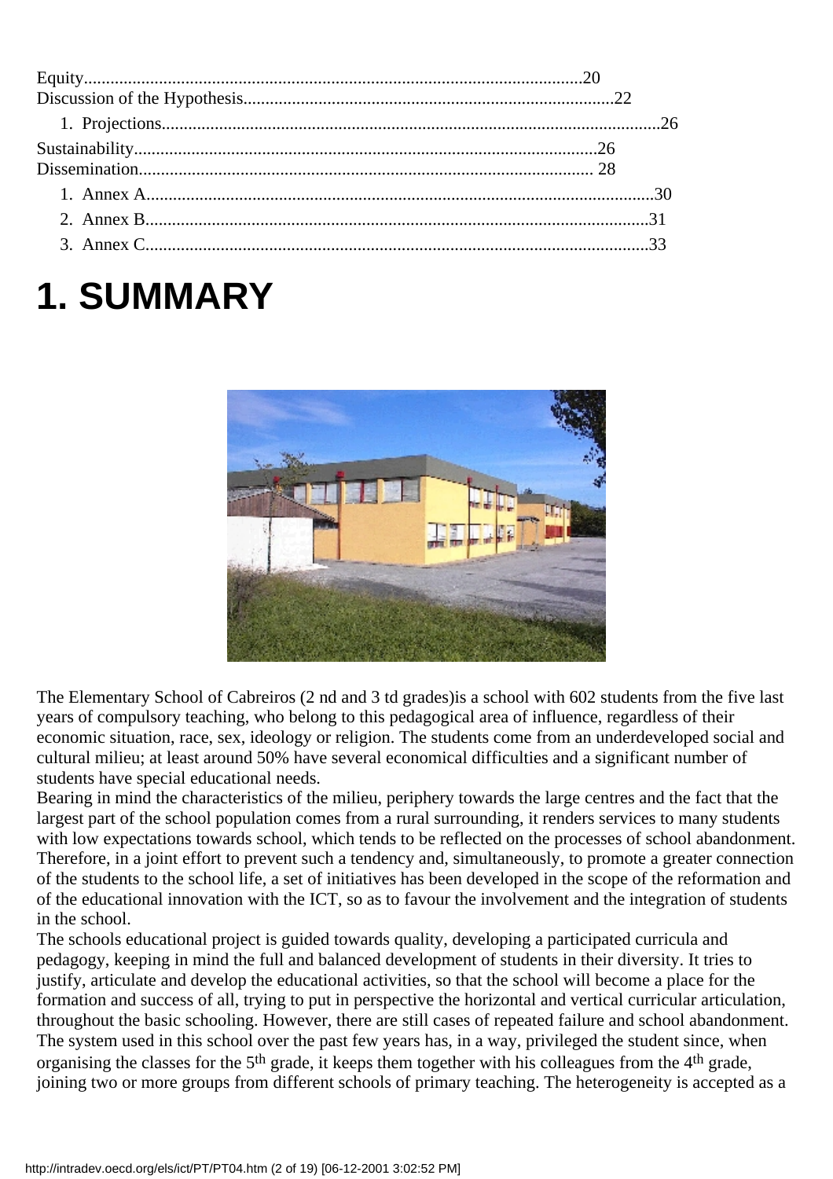Equity.................................................................................................................20
Discussion of the Hypothesis...................................................................................22

1. Projections.................................................................................................................26

Sustainability........................................................................................................26
Dissemination...................................................................................................... 28

1. Annex A...................................................................................................................30
2. Annex B...................................................................................................................31
3. Annex C...................................................................................................................33

# 1. SUMMARY

The Elementary School of Cabreiros (2 nd and 3 td grades)is a school with 602 students from the five last years of compulsory teaching, who belong to this pedagogical area of influence, regardless of their economic situation, race, sex, ideology or religion. The students come from an underdeveloped social and cultural milieu; at least around 50% have several economical difficulties and a significant number of students have special educational needs.

Bearing in mind the characteristics of the milieu, periphery towards the large centres and the fact that the largest part of the school population comes from a rural surrounding, it renders services to many students with low expectations towards school, which tends to be reflected on the processes of school abandonment. Therefore, in a joint effort to prevent such a tendency and, simultaneously, to promote a greater connection of the students to the school life, a set of initiatives has been developed in the scope of the reformation and of the educational innovation with the ICT, so as to favour the involvement and the integration of students in the school.

The schools educational project is guided towards quality, developing a participated curricula and pedagogy, keeping in mind the full and balanced development of students in their diversity. It tries to justify, articulate and develop the educational activities, so that the school will become a place for the formation and success of all, trying to put in perspective the horizontal and vertical curricular articulation, throughout the basic schooling. However, there are still cases of repeated failure and school abandonment. The system used in this school over the past few years has, in a way, privileged the student since, when organising the classes for the 5th grade, it keeps them together with his colleagues from the 4th grade, joining two or more groups from different schools of primary teaching. The heterogeneity is accepted as a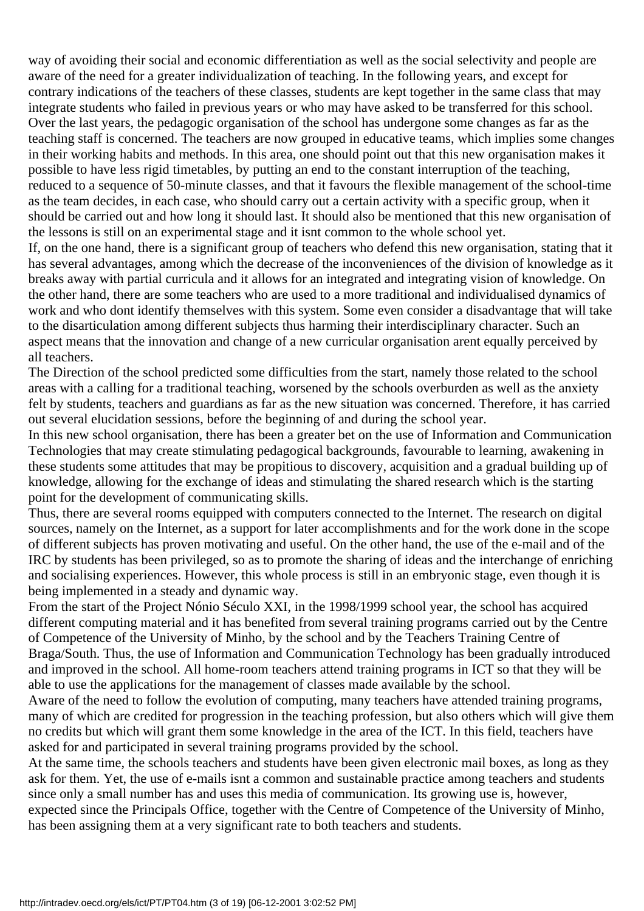way of avoiding their social and economic differentiation as well as the social selectivity and people are aware of the need for a greater individualization of teaching. In the following years, and except for contrary indications of the teachers of these classes, students are kept together in the same class that may integrate students who failed in previous years or who may have asked to be transferred for this school.

Over the last years, the pedagogic organisation of the school has undergone some changes as far as the teaching staff is concerned. The teachers are now grouped in educative teams, which implies some changes in their working habits and methods. In this area, one should point out that this new organisation makes it possible to have less rigid timetables, by putting an end to the constant interruption of the teaching, reduced to a sequence of 50-minute classes, and that it favours the flexible management of the school-time as the team decides, in each case, who should carry out a certain activity with a specific group, when it should be carried out and how long it should last. It should also be mentioned that this new organisation of the lessons is still on an experimental stage and it isnt common to the whole school yet.

If, on the one hand, there is a significant group of teachers who defend this new organisation, stating that it has several advantages, among which the decrease of the inconveniences of the division of knowledge as it breaks away with partial curricula and it allows for an integrated and integrating vision of knowledge. On the other hand, there are some teachers who are used to a more traditional and individualised dynamics of work and who dont identify themselves with this system. Some even consider a disadvantage that will take to the disarticulation among different subjects thus harming their interdisciplinary character. Such an aspect means that the innovation and change of a new curricular organisation arent equally perceived by all teachers.

The Direction of the school predicted some difficulties from the start, namely those related to the school areas with a calling for a traditional teaching, worsened by the schools overburden as well as the anxiety felt by students, teachers and guardians as far as the new situation was concerned. Therefore, it has carried out several elucidation sessions, before the beginning of and during the school year.

In this new school organisation, there has been a greater bet on the use of Information and Communication Technologies that may create stimulating pedagogical backgrounds, favourable to learning, awakening in these students some attitudes that may be propitious to discovery, acquisition and a gradual building up of knowledge, allowing for the exchange of ideas and stimulating the shared research which is the starting point for the development of communicating skills.

Thus, there are several rooms equipped with computers connected to the Internet. The research on digital sources, namely on the Internet, as a support for later accomplishments and for the work done in the scope of different subjects has proven motivating and useful. On the other hand, the use of the e-mail and of the IRC by students has been privileged, so as to promote the sharing of ideas and the interchange of enriching and socialising experiences. However, this whole process is still in an embryonic stage, even though it is being implemented in a steady and dynamic way.

From the start of the Project Nónio Século XXI, in the 1998/1999 school year, the school has acquired different computing material and it has benefited from several training programs carried out by the Centre of Competence of the University of Minho, by the school and by the Teachers Training Centre of Braga/South. Thus, the use of Information and Communication Technology has been gradually introduced and improved in the school. All home-room teachers attend training programs in ICT so that they will be able to use the applications for the management of classes made available by the school.

Aware of the need to follow the evolution of computing, many teachers have attended training programs, many of which are credited for progression in the teaching profession, but also others which will give them no credits but which will grant them some knowledge in the area of the ICT. In this field, teachers have asked for and participated in several training programs provided by the school.

At the same time, the schools teachers and students have been given electronic mail boxes, as long as they ask for them. Yet, the use of e-mails isnt a common and sustainable practice among teachers and students since only a small number has and uses this media of communication. Its growing use is, however, expected since the Principals Office, together with the Centre of Competence of the University of Minho, has been assigning them at a very significant rate to both teachers and students.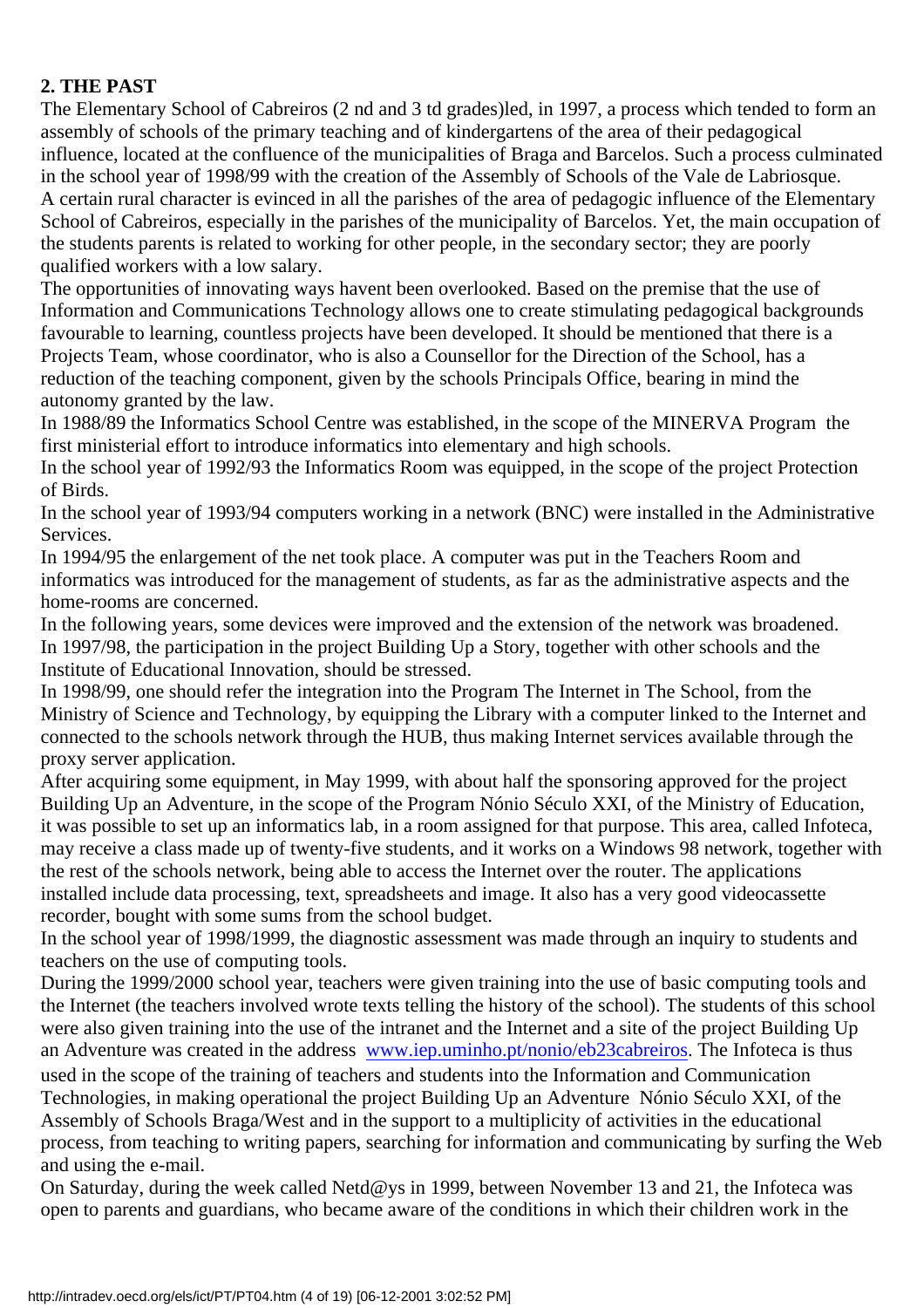**2. THE PAST**

The Elementary School of Cabreiros (2 nd and 3 td grades)led, in 1997, a process which tended to form an assembly of schools of the primary teaching and of kindergartens of the area of their pedagogical influence, located at the confluence of the municipalities of Braga and Barcelos. Such a process culminated in the school year of 1998/99 with the creation of the Assembly of Schools of the Vale de Labriosque.

A certain rural character is evinced in all the parishes of the area of pedagogic influence of the Elementary School of Cabreiros, especially in the parishes of the municipality of Barcelos. Yet, the main occupation of the students parents is related to working for other people, in the secondary sector; they are poorly qualified workers with a low salary.

The opportunities of innovating ways havent been overlooked. Based on the premise that the use of Information and Communications Technology allows one to create stimulating pedagogical backgrounds favourable to learning, countless projects have been developed. It should be mentioned that there is a Projects Team, whose coordinator, who is also a Counsellor for the Direction of the School, has a reduction of the teaching component, given by the schools Principals Office, bearing in mind the autonomy granted by the law.

In 1988/89 the Informatics School Centre was established, in the scope of the MINERVA Program the first ministerial effort to introduce informatics into elementary and high schools.

In the school year of 1992/93 the Informatics Room was equipped, in the scope of the project Protection of Birds.

In the school year of 1993/94 computers working in a network (BNC) were installed in the Administrative Services.

In 1994/95 the enlargement of the net took place. A computer was put in the Teachers Room and informatics was introduced for the management of students, as far as the administrative aspects and the home-rooms are concerned.

In the following years, some devices were improved and the extension of the network was broadened.

In 1997/98, the participation in the project Building Up a Story, together with other schools and the Institute of Educational Innovation, should be stressed.

In 1998/99, one should refer the integration into the Program The Internet in The School, from the Ministry of Science and Technology, by equipping the Library with a computer linked to the Internet and connected to the schools network through the HUB, thus making Internet services available through the proxy server application.

After acquiring some equipment, in May 1999, with about half the sponsoring approved for the project Building Up an Adventure, in the scope of the Program Nónio Século XXI, of the Ministry of Education, it was possible to set up an informatics lab, in a room assigned for that purpose. This area, called Infoteca, may receive a class made up of twenty-five students, and it works on a Windows 98 network, together with the rest of the schools network, being able to access the Internet over the router. The applications installed include data processing, text, spreadsheets and image. It also has a very good videocassette recorder, bought with some sums from the school budget.

In the school year of 1998/1999, the diagnostic assessment was made through an inquiry to students and teachers on the use of computing tools.

During the 1999/2000 school year, teachers were given training into the use of basic computing tools and the Internet (the teachers involved wrote texts telling the history of the school). The students of this school were also given training into the use of the intranet and the Internet and a site of the project Building Up an Adventure was created in the address [www.iep.uminho.pt/nonio/eb23cabreiros](http://www.iep.uminho.pt/nonio/eb23cabreiros). The Infoteca is thus used in the scope of the training of teachers and students into the Information and Communication Technologies, in making operational the project Building Up an Adventure Nónio Século XXI, of the Assembly of Schools Braga/West and in the support to a multiplicity of activities in the educational process, from teaching to writing papers, searching for information and communicating by surfing the Web and using the e-mail.

On Saturday, during the week called Netd@ys in 1999, between November 13 and 21, the Infoteca was open to parents and guardians, who became aware of the conditions in which their children work in the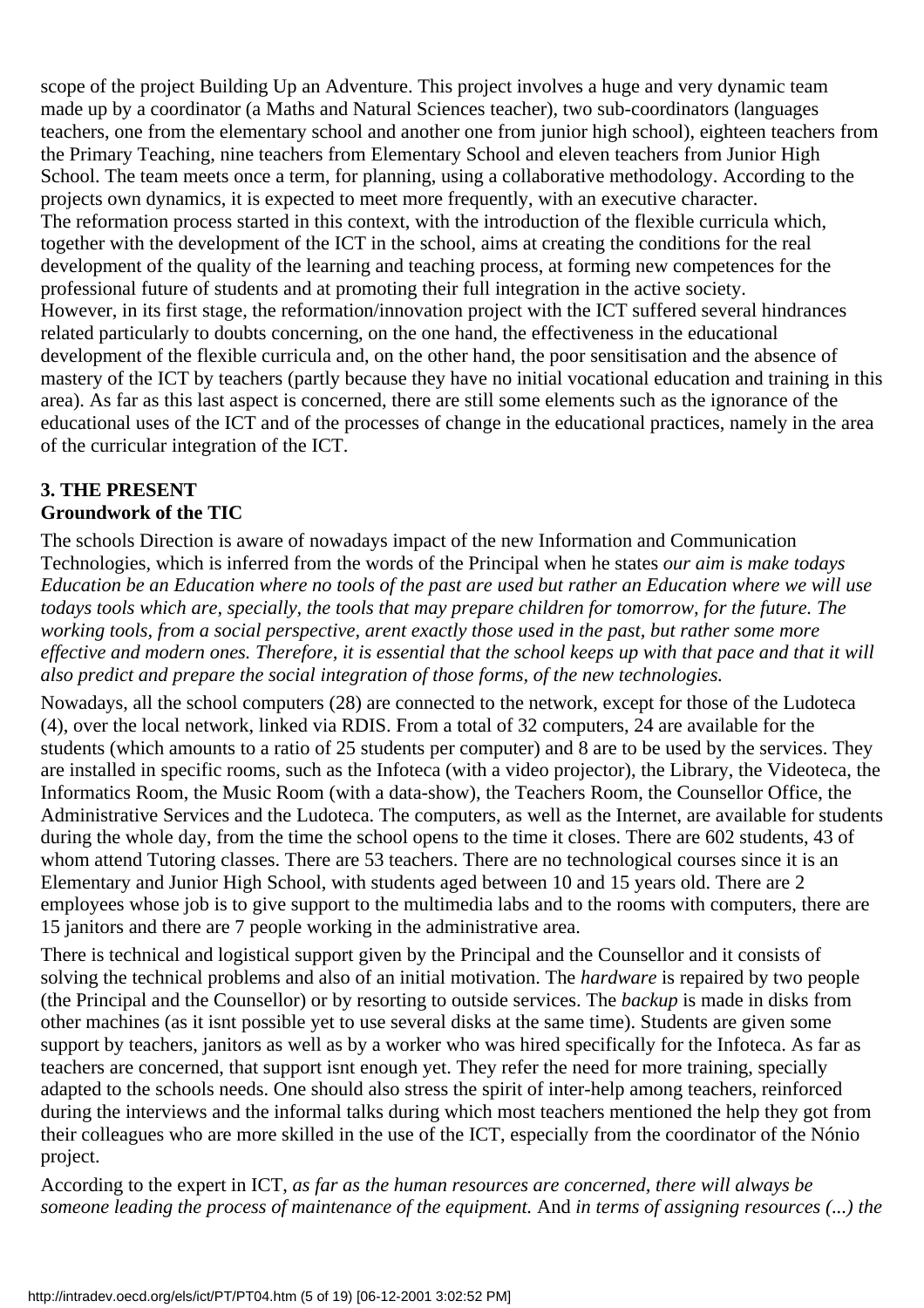scope of the project Building Up an Adventure. This project involves a huge and very dynamic team made up by a coordinator (a Maths and Natural Sciences teacher), two sub-coordinators (languages teachers, one from the elementary school and another one from junior high school), eighteen teachers from the Primary Teaching, nine teachers from Elementary School and eleven teachers from Junior High School. The team meets once a term, for planning, using a collaborative methodology. According to the projects own dynamics, it is expected to meet more frequently, with an executive character.
The reformation process started in this context, with the introduction of the flexible curricula which, together with the development of the ICT in the school, aims at creating the conditions for the real development of the quality of the learning and teaching process, at forming new competences for the professional future of students and at promoting their full integration in the active society.
However, in its first stage, the reformation/innovation project with the ICT suffered several hindrances related particularly to doubts concerning, on the one hand, the effectiveness in the educational development of the flexible curricula and, on the other hand, the poor sensitisation and the absence of mastery of the ICT by teachers (partly because they have no initial vocational education and training in this area). As far as this last aspect is concerned, there are still some elements such as the ignorance of the educational uses of the ICT and of the processes of change in the educational practices, namely in the area of the curricular integration of the ICT.

## 3. THE PRESENT

**Groundwork of the TIC**

The schools Direction is aware of nowadays impact of the new Information and Communication Technologies, which is inferred from the words of the Principal when he states *our aim is make todays Education be an Education where no tools of the past are used but rather an Education where we will use todays tools which are, specially, the tools that may prepare children for tomorrow, for the future. The working tools, from a social perspective, arent exactly those used in the past, but rather some more effective and modern ones. Therefore, it is essential that the school keeps up with that pace and that it will also predict and prepare the social integration of those forms, of the new technologies.*

Nowadays, all the school computers (28) are connected to the network, except for those of the Ludoteca (4), over the local network, linked via RDIS. From a total of 32 computers, 24 are available for the students (which amounts to a ratio of 25 students per computer) and 8 are to be used by the services. They are installed in specific rooms, such as the Infoteca (with a video projector), the Library, the Videoteca, the Informatics Room, the Music Room (with a data-show), the Teachers Room, the Counsellor Office, the Administrative Services and the Ludoteca. The computers, as well as the Internet, are available for students during the whole day, from the time the school opens to the time it closes. There are 602 students, 43 of whom attend Tutoring classes. There are 53 teachers. There are no technological courses since it is an Elementary and Junior High School, with students aged between 10 and 15 years old. There are 2 employees whose job is to give support to the multimedia labs and to the rooms with computers, there are 15 janitors and there are 7 people working in the administrative area.

There is technical and logistical support given by the Principal and the Counsellor and it consists of solving the technical problems and also of an initial motivation. The *hardware* is repaired by two people (the Principal and the Counsellor) or by resorting to outside services. The *backup* is made in disks from other machines (as it isnt possible yet to use several disks at the same time). Students are given some support by teachers, janitors as well as by a worker who was hired specifically for the Infoteca. As far as teachers are concerned, that support isnt enough yet. They refer the need for more training, specially adapted to the schools needs. One should also stress the spirit of inter-help among teachers, reinforced during the interviews and the informal talks during which most teachers mentioned the help they got from their colleagues who are more skilled in the use of the ICT, especially from the coordinator of the Nónio project.

According to the expert in ICT, *as far as the human resources are concerned, there will always be someone leading the process of maintenance of the equipment.* And *in terms of assigning resources (...) the*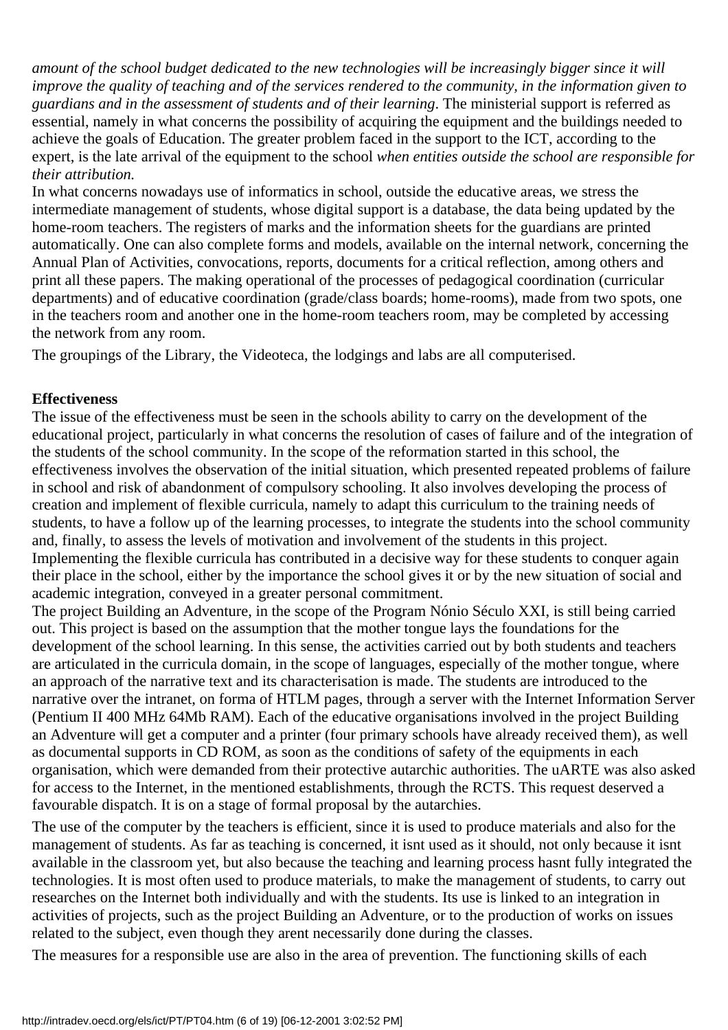*amount of the school budget dedicated to the new technologies will be increasingly bigger since it will improve the quality of teaching and of the services rendered to the community, in the information given to guardians and in the assessment of students and of their learning*. The ministerial support is referred as essential, namely in what concerns the possibility of acquiring the equipment and the buildings needed to achieve the goals of Education. The greater problem faced in the support to the ICT, according to the expert, is the late arrival of the equipment to the school *when entities outside the school are responsible for their attribution.*

In what concerns nowadays use of informatics in school, outside the educative areas, we stress the intermediate management of students, whose digital support is a database, the data being updated by the home-room teachers. The registers of marks and the information sheets for the guardians are printed automatically. One can also complete forms and models, available on the internal network, concerning the Annual Plan of Activities, convocations, reports, documents for a critical reflection, among others and print all these papers. The making operational of the processes of pedagogical coordination (curricular departments) and of educative coordination (grade/class boards; home-rooms), made from two spots, one in the teachers room and another one in the home-room teachers room, may be completed by accessing the network from any room.

The groupings of the Library, the Videoteca, the lodgings and labs are all computerised.

**Effectiveness**

The issue of the effectiveness must be seen in the schools ability to carry on the development of the educational project, particularly in what concerns the resolution of cases of failure and of the integration of the students of the school community. In the scope of the reformation started in this school, the effectiveness involves the observation of the initial situation, which presented repeated problems of failure in school and risk of abandonment of compulsory schooling. It also involves developing the process of creation and implement of flexible curricula, namely to adapt this curriculum to the training needs of students, to have a follow up of the learning processes, to integrate the students into the school community and, finally, to assess the levels of motivation and involvement of the students in this project. Implementing the flexible curricula has contributed in a decisive way for these students to conquer again their place in the school, either by the importance the school gives it or by the new situation of social and academic integration, conveyed in a greater personal commitment.

The project Building an Adventure, in the scope of the Program Nónio Século XXI, is still being carried out. This project is based on the assumption that the mother tongue lays the foundations for the development of the school learning. In this sense, the activities carried out by both students and teachers are articulated in the curricula domain, in the scope of languages, especially of the mother tongue, where an approach of the narrative text and its characterisation is made. The students are introduced to the narrative over the intranet, on forma of HTLM pages, through a server with the Internet Information Server (Pentium II 400 MHz 64Mb RAM). Each of the educative organisations involved in the project Building an Adventure will get a computer and a printer (four primary schools have already received them), as well as documental supports in CD ROM, as soon as the conditions of safety of the equipments in each organisation, which were demanded from their protective autarchic authorities. The uARTE was also asked for access to the Internet, in the mentioned establishments, through the RCTS. This request deserved a favourable dispatch. It is on a stage of formal proposal by the autarchies.

The use of the computer by the teachers is efficient, since it is used to produce materials and also for the management of students. As far as teaching is concerned, it isnt used as it should, not only because it isnt available in the classroom yet, but also because the teaching and learning process hasnt fully integrated the technologies. It is most often used to produce materials, to make the management of students, to carry out researches on the Internet both individually and with the students. Its use is linked to an integration in activities of projects, such as the project Building an Adventure, or to the production of works on issues related to the subject, even though they arent necessarily done during the classes.

The measures for a responsible use are also in the area of prevention. The functioning skills of each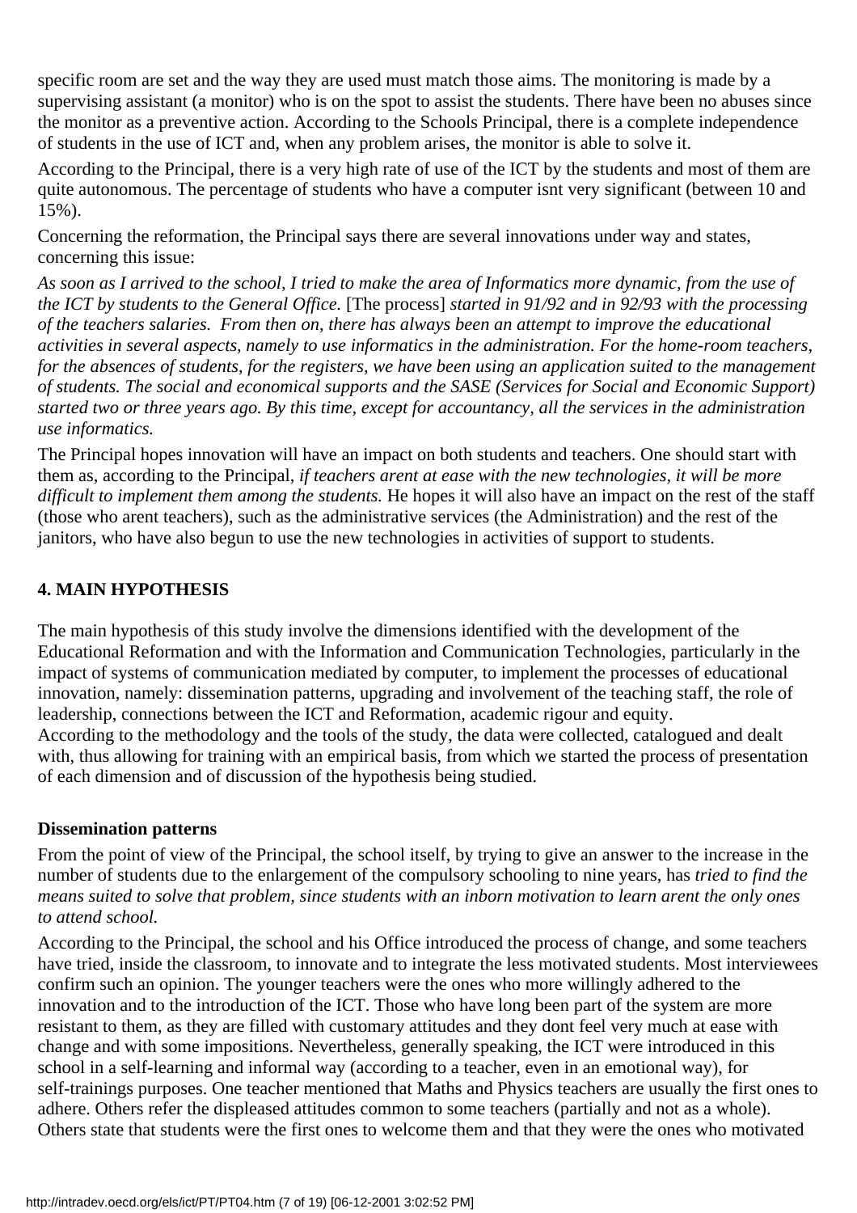specific room are set and the way they are used must match those aims. The monitoring is made by a supervising assistant (a monitor) who is on the spot to assist the students. There have been no abuses since the monitor as a preventive action. According to the Schools Principal, there is a complete independence of students in the use of ICT and, when any problem arises, the monitor is able to solve it.

According to the Principal, there is a very high rate of use of the ICT by the students and most of them are quite autonomous. The percentage of students who have a computer isnt very significant (between 10 and 15%).

Concerning the reformation, the Principal says there are several innovations under way and states, concerning this issue:

*As soon as I arrived to the school, I tried to make the area of Informatics more dynamic, from the use of the ICT by students to the General Office.* [The process] *started in 91/92 and in 92/93 with the processing of the teachers salaries. From then on, there has always been an attempt to improve the educational activities in several aspects, namely to use informatics in the administration. For the home-room teachers, for the absences of students, for the registers, we have been using an application suited to the management of students. The social and economical supports and the SASE (Services for Social and Economic Support) started two or three years ago. By this time, except for accountancy, all the services in the administration use informatics.*

The Principal hopes innovation will have an impact on both students and teachers. One should start with them as, according to the Principal, *if teachers arent at ease with the new technologies, it will be more difficult to implement them among the students.* He hopes it will also have an impact on the rest of the staff (those who arent teachers), such as the administrative services (the Administration) and the rest of the janitors, who have also begun to use the new technologies in activities of support to students.

## 4. MAIN HYPOTHESIS

The main hypothesis of this study involve the dimensions identified with the development of the Educational Reformation and with the Information and Communication Technologies, particularly in the impact of systems of communication mediated by computer, to implement the processes of educational innovation, namely: dissemination patterns, upgrading and involvement of the teaching staff, the role of leadership, connections between the ICT and Reformation, academic rigour and equity.
According to the methodology and the tools of the study, the data were collected, catalogued and dealt with, thus allowing for training with an empirical basis, from which we started the process of presentation of each dimension and of discussion of the hypothesis being studied.

### Dissemination patterns

From the point of view of the Principal, the school itself, by trying to give an answer to the increase in the number of students due to the enlargement of the compulsory schooling to nine years, has *tried to find the means suited to solve that problem, since students with an inborn motivation to learn arent the only ones to attend school.*

According to the Principal, the school and his Office introduced the process of change, and some teachers have tried, inside the classroom, to innovate and to integrate the less motivated students. Most interviewees confirm such an opinion. The younger teachers were the ones who more willingly adhered to the innovation and to the introduction of the ICT. Those who have long been part of the system are more resistant to them, as they are filled with customary attitudes and they dont feel very much at ease with change and with some impositions. Nevertheless, generally speaking, the ICT were introduced in this school in a self-learning and informal way (according to a teacher, even in an emotional way), for self-trainings purposes. One teacher mentioned that Maths and Physics teachers are usually the first ones to adhere. Others refer the displeased attitudes common to some teachers (partially and not as a whole). Others state that students were the first ones to welcome them and that they were the ones who motivated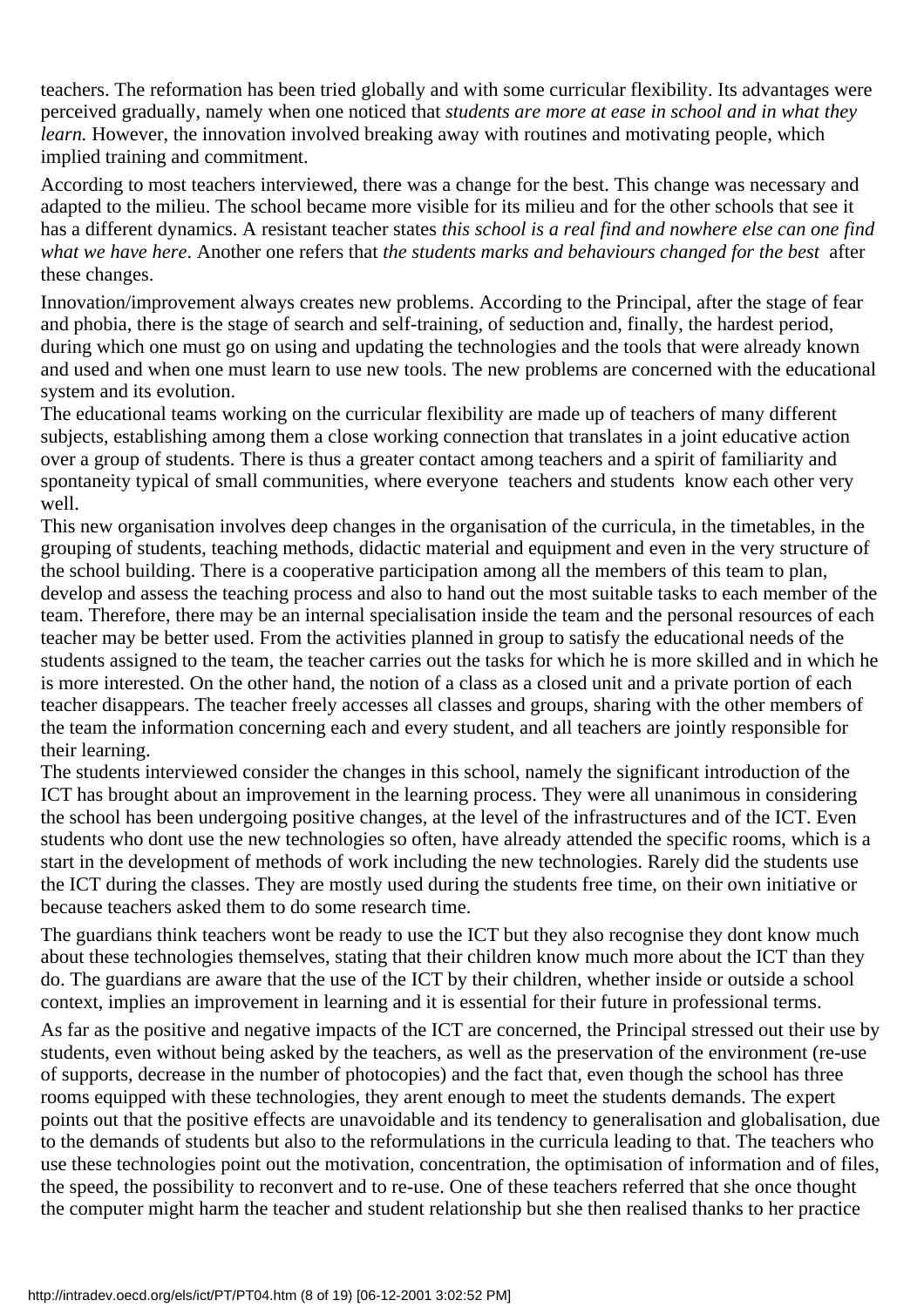teachers. The reformation has been tried globally and with some curricular flexibility. Its advantages were perceived gradually, namely when one noticed that *students are more at ease in school and in what they learn.* However, the innovation involved breaking away with routines and motivating people, which implied training and commitment.

According to most teachers interviewed, there was a change for the best. This change was necessary and adapted to the milieu. The school became more visible for its milieu and for the other schools that see it has a different dynamics. A resistant teacher states *this school is a real find and nowhere else can one find what we have here*. Another one refers that *the students marks and behaviours changed for the best* after these changes.

Innovation/improvement always creates new problems. According to the Principal, after the stage of fear and phobia, there is the stage of search and self-training, of seduction and, finally, the hardest period, during which one must go on using and updating the technologies and the tools that were already known and used and when one must learn to use new tools. The new problems are concerned with the educational system and its evolution.

The educational teams working on the curricular flexibility are made up of teachers of many different subjects, establishing among them a close working connection that translates in a joint educative action over a group of students. There is thus a greater contact among teachers and a spirit of familiarity and spontaneity typical of small communities, where everyone teachers and students know each other very well.

This new organisation involves deep changes in the organisation of the curricula, in the timetables, in the grouping of students, teaching methods, didactic material and equipment and even in the very structure of the school building. There is a cooperative participation among all the members of this team to plan, develop and assess the teaching process and also to hand out the most suitable tasks to each member of the team. Therefore, there may be an internal specialisation inside the team and the personal resources of each teacher may be better used. From the activities planned in group to satisfy the educational needs of the students assigned to the team, the teacher carries out the tasks for which he is more skilled and in which he is more interested. On the other hand, the notion of a class as a closed unit and a private portion of each teacher disappears. The teacher freely accesses all classes and groups, sharing with the other members of the team the information concerning each and every student, and all teachers are jointly responsible for their learning.

The students interviewed consider the changes in this school, namely the significant introduction of the ICT has brought about an improvement in the learning process. They were all unanimous in considering the school has been undergoing positive changes, at the level of the infrastructures and of the ICT. Even students who dont use the new technologies so often, have already attended the specific rooms, which is a start in the development of methods of work including the new technologies. Rarely did the students use the ICT during the classes. They are mostly used during the students free time, on their own initiative or because teachers asked them to do some research time.

The guardians think teachers wont be ready to use the ICT but they also recognise they dont know much about these technologies themselves, stating that their children know much more about the ICT than they do. The guardians are aware that the use of the ICT by their children, whether inside or outside a school context, implies an improvement in learning and it is essential for their future in professional terms.

As far as the positive and negative impacts of the ICT are concerned, the Principal stressed out their use by students, even without being asked by the teachers, as well as the preservation of the environment (re-use of supports, decrease in the number of photocopies) and the fact that, even though the school has three rooms equipped with these technologies, they arent enough to meet the students demands. The expert points out that the positive effects are unavoidable and its tendency to generalisation and globalisation, due to the demands of students but also to the reformulations in the curricula leading to that. The teachers who use these technologies point out the motivation, concentration, the optimisation of information and of files, the speed, the possibility to reconvert and to re-use. One of these teachers referred that she once thought the computer might harm the teacher and student relationship but she then realised thanks to her practice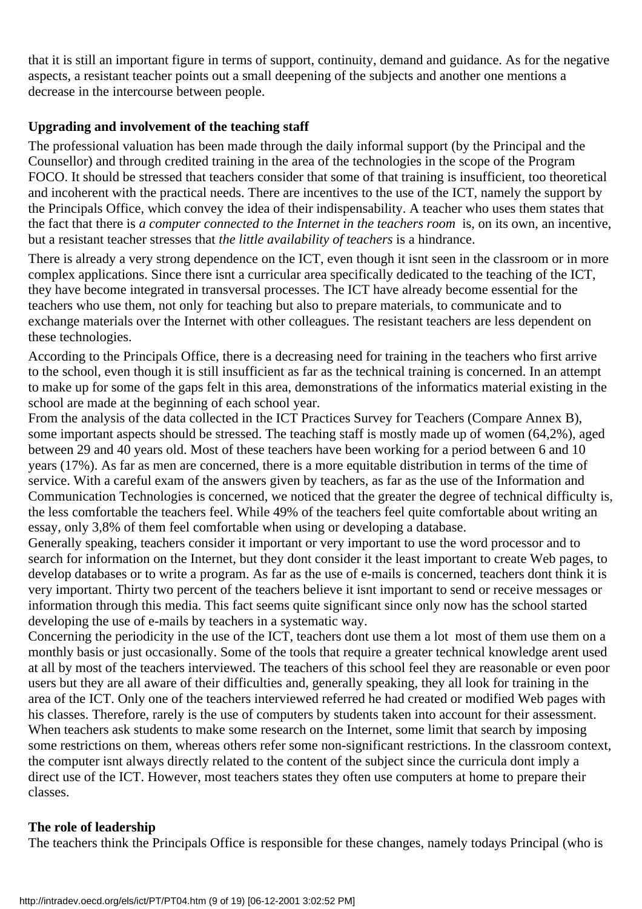that it is still an important figure in terms of support, continuity, demand and guidance. As for the negative aspects, a resistant teacher points out a small deepening of the subjects and another one mentions a decrease in the intercourse between people.

**Upgrading and involvement of the teaching staff**

The professional valuation has been made through the daily informal support (by the Principal and the Counsellor) and through credited training in the area of the technologies in the scope of the Program FOCO. It should be stressed that teachers consider that some of that training is insufficient, too theoretical and incoherent with the practical needs. There are incentives to the use of the ICT, namely the support by the Principals Office, which convey the idea of their indispensability. A teacher who uses them states that the fact that there is *a computer connected to the Internet in the teachers room* is, on its own, an incentive, but a resistant teacher stresses that *the little availability of teachers* is a hindrance.

There is already a very strong dependence on the ICT, even though it isnt seen in the classroom or in more complex applications. Since there isnt a curricular area specifically dedicated to the teaching of the ICT, they have become integrated in transversal processes. The ICT have already become essential for the teachers who use them, not only for teaching but also to prepare materials, to communicate and to exchange materials over the Internet with other colleagues. The resistant teachers are less dependent on these technologies.

According to the Principals Office, there is a decreasing need for training in the teachers who first arrive to the school, even though it is still insufficient as far as the technical training is concerned. In an attempt to make up for some of the gaps felt in this area, demonstrations of the informatics material existing in the school are made at the beginning of each school year.

From the analysis of the data collected in the ICT Practices Survey for Teachers (Compare Annex B), some important aspects should be stressed. The teaching staff is mostly made up of women (64,2%), aged between 29 and 40 years old. Most of these teachers have been working for a period between 6 and 10 years (17%). As far as men are concerned, there is a more equitable distribution in terms of the time of service. With a careful exam of the answers given by teachers, as far as the use of the Information and Communication Technologies is concerned, we noticed that the greater the degree of technical difficulty is, the less comfortable the teachers feel. While 49% of the teachers feel quite comfortable about writing an essay, only 3,8% of them feel comfortable when using or developing a database.

Generally speaking, teachers consider it important or very important to use the word processor and to search for information on the Internet, but they dont consider it the least important to create Web pages, to develop databases or to write a program. As far as the use of e-mails is concerned, teachers dont think it is very important. Thirty two percent of the teachers believe it isnt important to send or receive messages or information through this media. This fact seems quite significant since only now has the school started developing the use of e-mails by teachers in a systematic way.

Concerning the periodicity in the use of the ICT, teachers dont use them a lot most of them use them on a monthly basis or just occasionally. Some of the tools that require a greater technical knowledge arent used at all by most of the teachers interviewed. The teachers of this school feel they are reasonable or even poor users but they are all aware of their difficulties and, generally speaking, they all look for training in the area of the ICT. Only one of the teachers interviewed referred he had created or modified Web pages with his classes. Therefore, rarely is the use of computers by students taken into account for their assessment. When teachers ask students to make some research on the Internet, some limit that search by imposing some restrictions on them, whereas others refer some non-significant restrictions. In the classroom context, the computer isnt always directly related to the content of the subject since the curricula dont imply a direct use of the ICT. However, most teachers states they often use computers at home to prepare their classes.

**The role of leadership**

The teachers think the Principals Office is responsible for these changes, namely todays Principal (who is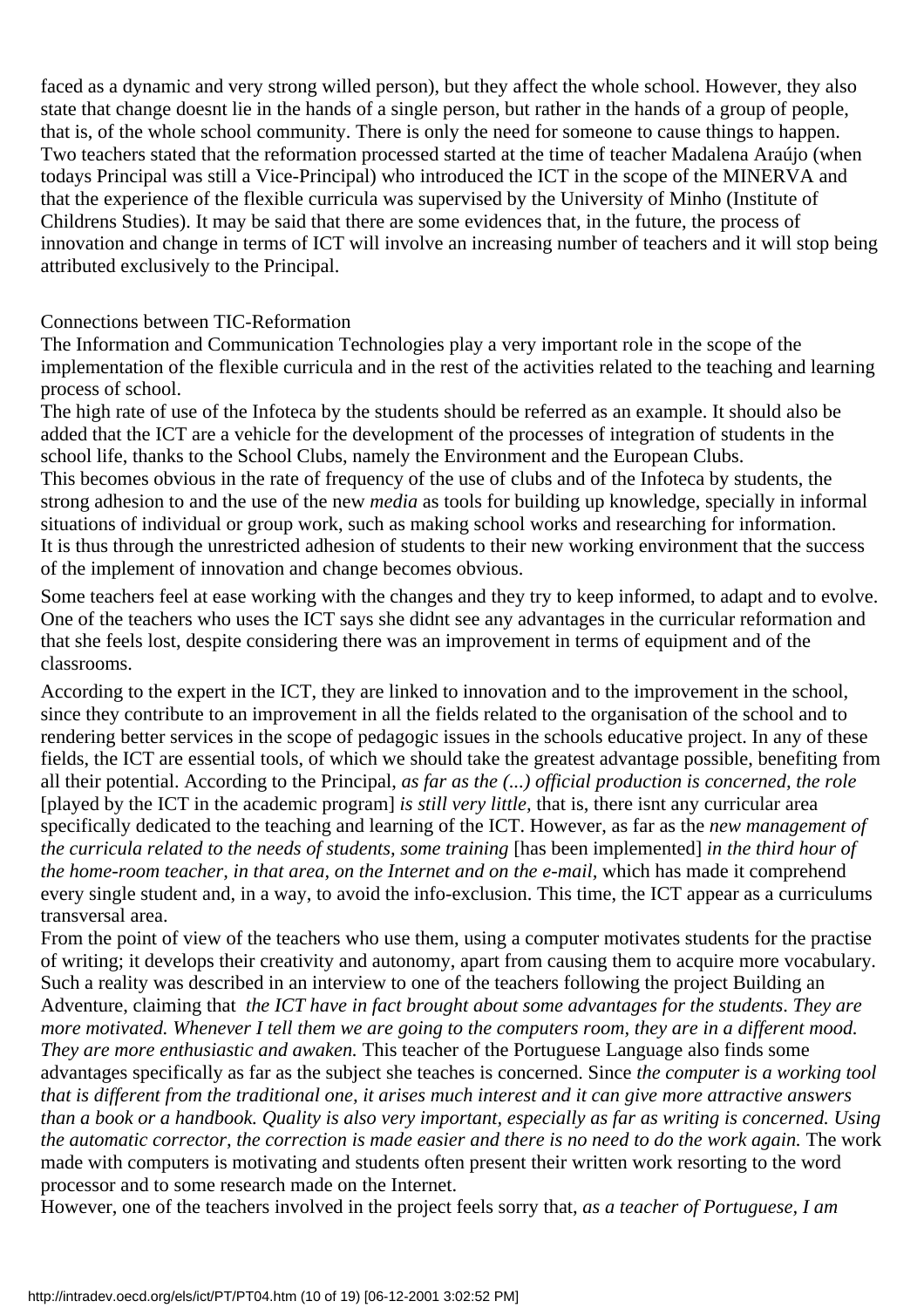faced as a dynamic and very strong willed person), but they affect the whole school. However, they also state that change doesnt lie in the hands of a single person, but rather in the hands of a group of people, that is, of the whole school community. There is only the need for someone to cause things to happen. Two teachers stated that the reformation processed started at the time of teacher Madalena Araújo (when todays Principal was still a Vice-Principal) who introduced the ICT in the scope of the MINERVA and that the experience of the flexible curricula was supervised by the University of Minho (Institute of Childrens Studies). It may be said that there are some evidences that, in the future, the process of innovation and change in terms of ICT will involve an increasing number of teachers and it will stop being attributed exclusively to the Principal.

Connections between TIC-Reformation

The Information and Communication Technologies play a very important role in the scope of the implementation of the flexible curricula and in the rest of the activities related to the teaching and learning process of school.

The high rate of use of the Infoteca by the students should be referred as an example. It should also be added that the ICT are a vehicle for the development of the processes of integration of students in the school life, thanks to the School Clubs, namely the Environment and the European Clubs.

This becomes obvious in the rate of frequency of the use of clubs and of the Infoteca by students, the strong adhesion to and the use of the new *media* as tools for building up knowledge, specially in informal situations of individual or group work, such as making school works and researching for information.

It is thus through the unrestricted adhesion of students to their new working environment that the success of the implement of innovation and change becomes obvious.

Some teachers feel at ease working with the changes and they try to keep informed, to adapt and to evolve. One of the teachers who uses the ICT says she didnt see any advantages in the curricular reformation and that she feels lost, despite considering there was an improvement in terms of equipment and of the classrooms.

According to the expert in the ICT, they are linked to innovation and to the improvement in the school, since they contribute to an improvement in all the fields related to the organisation of the school and to rendering better services in the scope of pedagogic issues in the schools educative project. In any of these fields, the ICT are essential tools, of which we should take the greatest advantage possible, benefiting from all their potential. According to the Principal, *as far as the (...) official production is concerned, the role* [played by the ICT in the academic program] *is still very little*, that is, there isnt any curricular area specifically dedicated to the teaching and learning of the ICT. However, as far as the *new management of the curricula related to the needs of students, some training* [has been implemented] *in the third hour of the home-room teacher, in that area, on the Internet and on the e-mail*, which has made it comprehend every single student and, in a way, to avoid the info-exclusion. This time, the ICT appear as a curriculums transversal area.

From the point of view of the teachers who use them, using a computer motivates students for the practise of writing; it develops their creativity and autonomy, apart from causing them to acquire more vocabulary. Such a reality was described in an interview to one of the teachers following the project Building an Adventure, claiming that *the ICT have in fact brought about some advantages for the students. They are more motivated. Whenever I tell them we are going to the computers room, they are in a different mood. They are more enthusiastic and awaken.* This teacher of the Portuguese Language also finds some advantages specifically as far as the subject she teaches is concerned. Since *the computer is a working tool that is different from the traditional one, it arises much interest and it can give more attractive answers than a book or a handbook. Quality is also very important, especially as far as writing is concerned. Using the automatic corrector, the correction is made easier and there is no need to do the work again.* The work made with computers is motivating and students often present their written work resorting to the word processor and to some research made on the Internet.

However, one of the teachers involved in the project feels sorry that, *as a teacher of Portuguese, I am*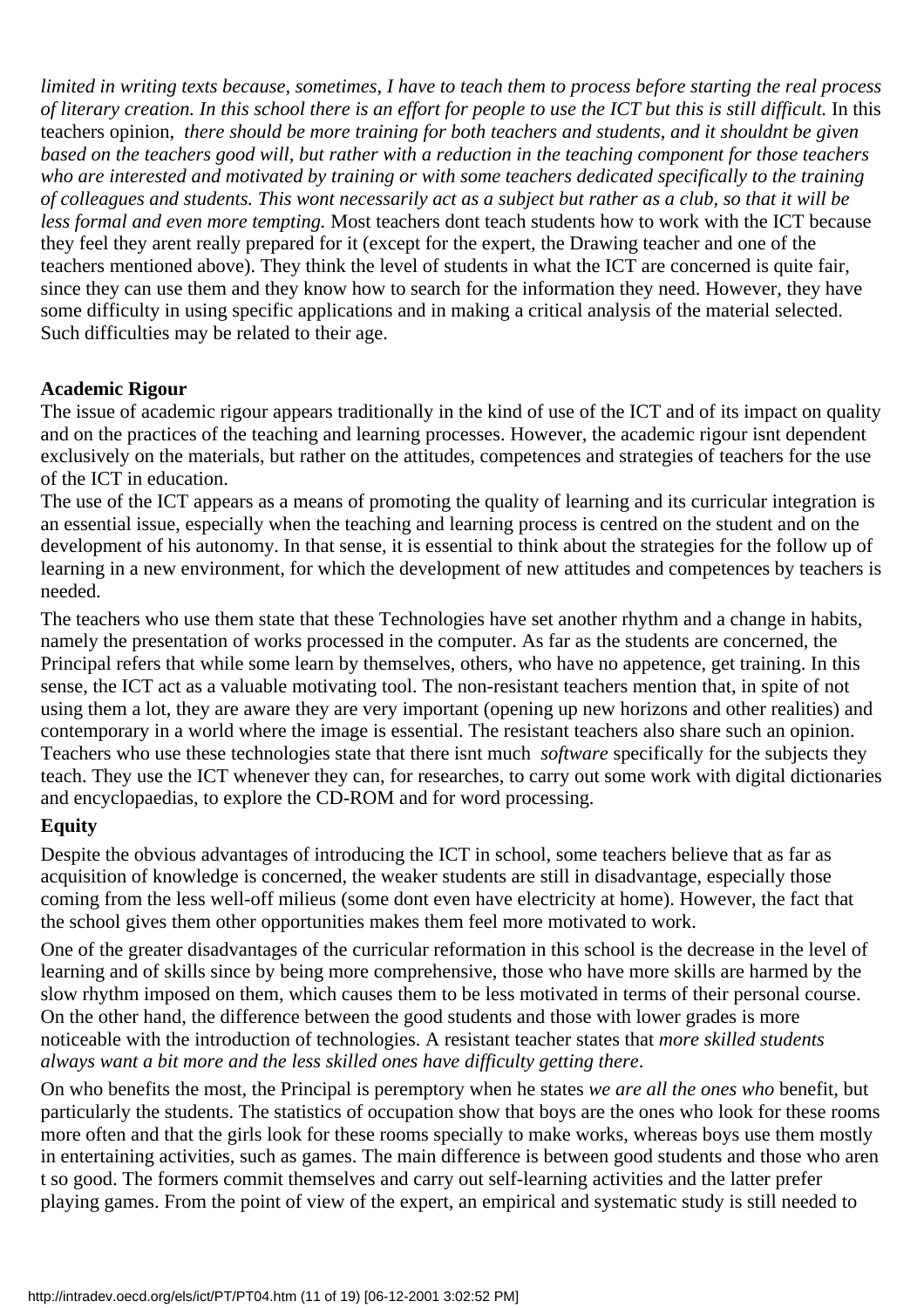*limited in writing texts because, sometimes, I have to teach them to process before starting the real process of literary creation. In this school there is an effort for people to use the ICT but this is still difficult.* In this teachers opinion, *there should be more training for both teachers and students, and it shouldnt be given based on the teachers good will, but rather with a reduction in the teaching component for those teachers who are interested and motivated by training or with some teachers dedicated specifically to the training of colleagues and students. This wont necessarily act as a subject but rather as a club, so that it will be less formal and even more tempting.* Most teachers dont teach students how to work with the ICT because they feel they arent really prepared for it (except for the expert, the Drawing teacher and one of the teachers mentioned above). They think the level of students in what the ICT are concerned is quite fair, since they can use them and they know how to search for the information they need. However, they have some difficulty in using specific applications and in making a critical analysis of the material selected. Such difficulties may be related to their age.

**Academic Rigour**

The issue of academic rigour appears traditionally in the kind of use of the ICT and of its impact on quality and on the practices of the teaching and learning processes. However, the academic rigour isnt dependent exclusively on the materials, but rather on the attitudes, competences and strategies of teachers for the use of the ICT in education.

The use of the ICT appears as a means of promoting the quality of learning and its curricular integration is an essential issue, especially when the teaching and learning process is centred on the student and on the development of his autonomy. In that sense, it is essential to think about the strategies for the follow up of learning in a new environment, for which the development of new attitudes and competences by teachers is needed.

The teachers who use them state that these Technologies have set another rhythm and a change in habits, namely the presentation of works processed in the computer. As far as the students are concerned, the Principal refers that while some learn by themselves, others, who have no appetence, get training. In this sense, the ICT act as a valuable motivating tool. The non-resistant teachers mention that, in spite of not using them a lot, they are aware they are very important (opening up new horizons and other realities) and contemporary in a world where the image is essential. The resistant teachers also share such an opinion. Teachers who use these technologies state that there isnt much *software* specifically for the subjects they teach. They use the ICT whenever they can, for researches, to carry out some work with digital dictionaries and encyclopaedias, to explore the CD-ROM and for word processing.

**Equity**

Despite the obvious advantages of introducing the ICT in school, some teachers believe that as far as acquisition of knowledge is concerned, the weaker students are still in disadvantage, especially those coming from the less well-off milieus (some dont even have electricity at home). However, the fact that the school gives them other opportunities makes them feel more motivated to work.

One of the greater disadvantages of the curricular reformation in this school is the decrease in the level of learning and of skills since by being more comprehensive, those who have more skills are harmed by the slow rhythm imposed on them, which causes them to be less motivated in terms of their personal course. On the other hand, the difference between the good students and those with lower grades is more noticeable with the introduction of technologies. A resistant teacher states that *more skilled students always want a bit more and the less skilled ones have difficulty getting there*.

On who benefits the most, the Principal is peremptory when he states *we are all the ones who* benefit, but particularly the students. The statistics of occupation show that boys are the ones who look for these rooms more often and that the girls look for these rooms specially to make works, whereas boys use them mostly in entertaining activities, such as games. The main difference is between good students and those who aren t so good. The formers commit themselves and carry out self-learning activities and the latter prefer playing games. From the point of view of the expert, an empirical and systematic study is still needed to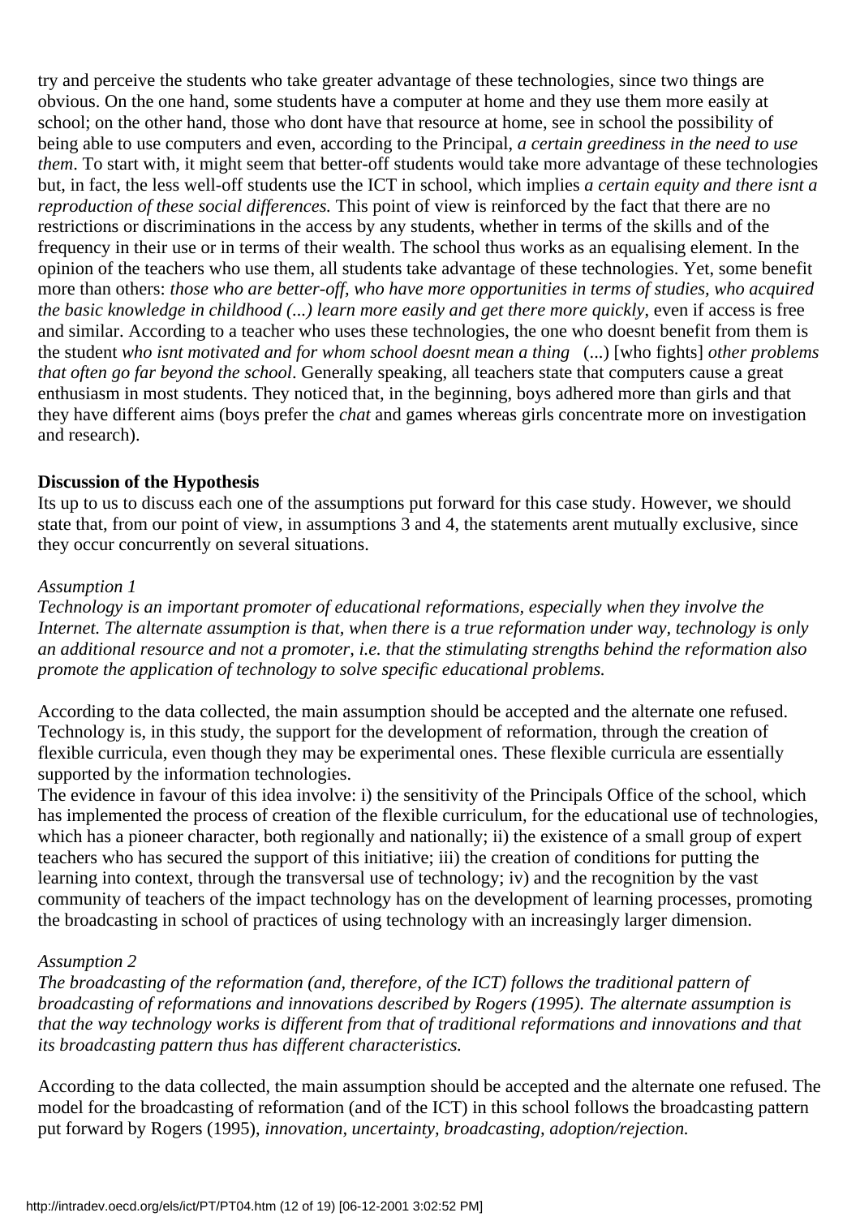try and perceive the students who take greater advantage of these technologies, since two things are obvious. On the one hand, some students have a computer at home and they use them more easily at school; on the other hand, those who dont have that resource at home, see in school the possibility of being able to use computers and even, according to the Principal, *a certain greediness in the need to use them*. To start with, it might seem that better-off students would take more advantage of these technologies but, in fact, the less well-off students use the ICT in school, which implies *a certain equity and there isnt a reproduction of these social differences.* This point of view is reinforced by the fact that there are no restrictions or discriminations in the access by any students, whether in terms of the skills and of the frequency in their use or in terms of their wealth. The school thus works as an equalising element. In the opinion of the teachers who use them, all students take advantage of these technologies. Yet, some benefit more than others: *those who are better-off, who have more opportunities in terms of studies, who acquired the basic knowledge in childhood (...) learn more easily and get there more quickly*, even if access is free and similar. According to a teacher who uses these technologies, the one who doesnt benefit from them is the student *who isnt motivated and for whom school doesnt mean a thing* (...) [who fights] *other problems that often go far beyond the school*. Generally speaking, all teachers state that computers cause a great enthusiasm in most students. They noticed that, in the beginning, boys adhered more than girls and that they have different aims (boys prefer the *chat* and games whereas girls concentrate more on investigation and research).

**Discussion of the Hypothesis**

Its up to us to discuss each one of the assumptions put forward for this case study. However, we should state that, from our point of view, in assumptions 3 and 4, the statements arent mutually exclusive, since they occur concurrently on several situations.

*Assumption 1*

*Technology is an important promoter of educational reformations, especially when they involve the Internet. The alternate assumption is that, when there is a true reformation under way, technology is only an additional resource and not a promoter, i.e. that the stimulating strengths behind the reformation also promote the application of technology to solve specific educational problems.*

According to the data collected, the main assumption should be accepted and the alternate one refused. Technology is, in this study, the support for the development of reformation, through the creation of flexible curricula, even though they may be experimental ones. These flexible curricula are essentially supported by the information technologies.

The evidence in favour of this idea involve: i) the sensitivity of the Principals Office of the school, which has implemented the process of creation of the flexible curriculum, for the educational use of technologies, which has a pioneer character, both regionally and nationally; ii) the existence of a small group of expert teachers who has secured the support of this initiative; iii) the creation of conditions for putting the learning into context, through the transversal use of technology; iv) and the recognition by the vast community of teachers of the impact technology has on the development of learning processes, promoting the broadcasting in school of practices of using technology with an increasingly larger dimension.

*Assumption 2*

*The broadcasting of the reformation (and, therefore, of the ICT) follows the traditional pattern of broadcasting of reformations and innovations described by Rogers (1995). The alternate assumption is that the way technology works is different from that of traditional reformations and innovations and that its broadcasting pattern thus has different characteristics.*

According to the data collected, the main assumption should be accepted and the alternate one refused. The model for the broadcasting of reformation (and of the ICT) in this school follows the broadcasting pattern put forward by Rogers (1995), *innovation, uncertainty, broadcasting, adoption/rejection.*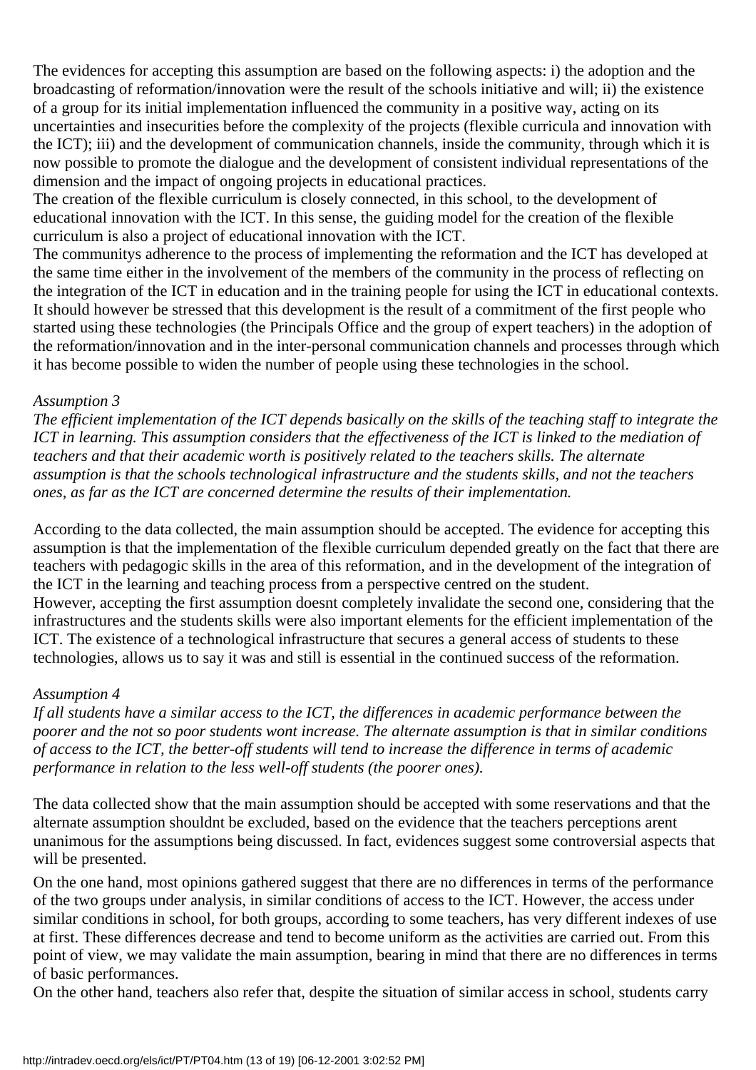The evidences for accepting this assumption are based on the following aspects: i) the adoption and the broadcasting of reformation/innovation were the result of the schools initiative and will; ii) the existence of a group for its initial implementation influenced the community in a positive way, acting on its uncertainties and insecurities before the complexity of the projects (flexible curricula and innovation with the ICT); iii) and the development of communication channels, inside the community, through which it is now possible to promote the dialogue and the development of consistent individual representations of the dimension and the impact of ongoing projects in educational practices.

The creation of the flexible curriculum is closely connected, in this school, to the development of educational innovation with the ICT. In this sense, the guiding model for the creation of the flexible curriculum is also a project of educational innovation with the ICT.

The communitys adherence to the process of implementing the reformation and the ICT has developed at the same time either in the involvement of the members of the community in the process of reflecting on the integration of the ICT in education and in the training people for using the ICT in educational contexts. It should however be stressed that this development is the result of a commitment of the first people who started using these technologies (the Principals Office and the group of expert teachers) in the adoption of the reformation/innovation and in the inter-personal communication channels and processes through which it has become possible to widen the number of people using these technologies in the school.

*Assumption 3*

*The efficient implementation of the ICT depends basically on the skills of the teaching staff to integrate the ICT in learning. This assumption considers that the effectiveness of the ICT is linked to the mediation of teachers and that their academic worth is positively related to the teachers skills. The alternate assumption is that the schools technological infrastructure and the students skills, and not the teachers ones, as far as the ICT are concerned determine the results of their implementation.*

According to the data collected, the main assumption should be accepted. The evidence for accepting this assumption is that the implementation of the flexible curriculum depended greatly on the fact that there are teachers with pedagogic skills in the area of this reformation, and in the development of the integration of the ICT in the learning and teaching process from a perspective centred on the student.

However, accepting the first assumption doesnt completely invalidate the second one, considering that the infrastructures and the students skills were also important elements for the efficient implementation of the ICT. The existence of a technological infrastructure that secures a general access of students to these technologies, allows us to say it was and still is essential in the continued success of the reformation.

*Assumption 4*

*If all students have a similar access to the ICT, the differences in academic performance between the poorer and the not so poor students wont increase. The alternate assumption is that in similar conditions of access to the ICT, the better-off students will tend to increase the difference in terms of academic performance in relation to the less well-off students (the poorer ones).*

The data collected show that the main assumption should be accepted with some reservations and that the alternate assumption shouldnt be excluded, based on the evidence that the teachers perceptions arent unanimous for the assumptions being discussed. In fact, evidences suggest some controversial aspects that will be presented.

On the one hand, most opinions gathered suggest that there are no differences in terms of the performance of the two groups under analysis, in similar conditions of access to the ICT. However, the access under similar conditions in school, for both groups, according to some teachers, has very different indexes of use at first. These differences decrease and tend to become uniform as the activities are carried out. From this point of view, we may validate the main assumption, bearing in mind that there are no differences in terms of basic performances.

On the other hand, teachers also refer that, despite the situation of similar access in school, students carry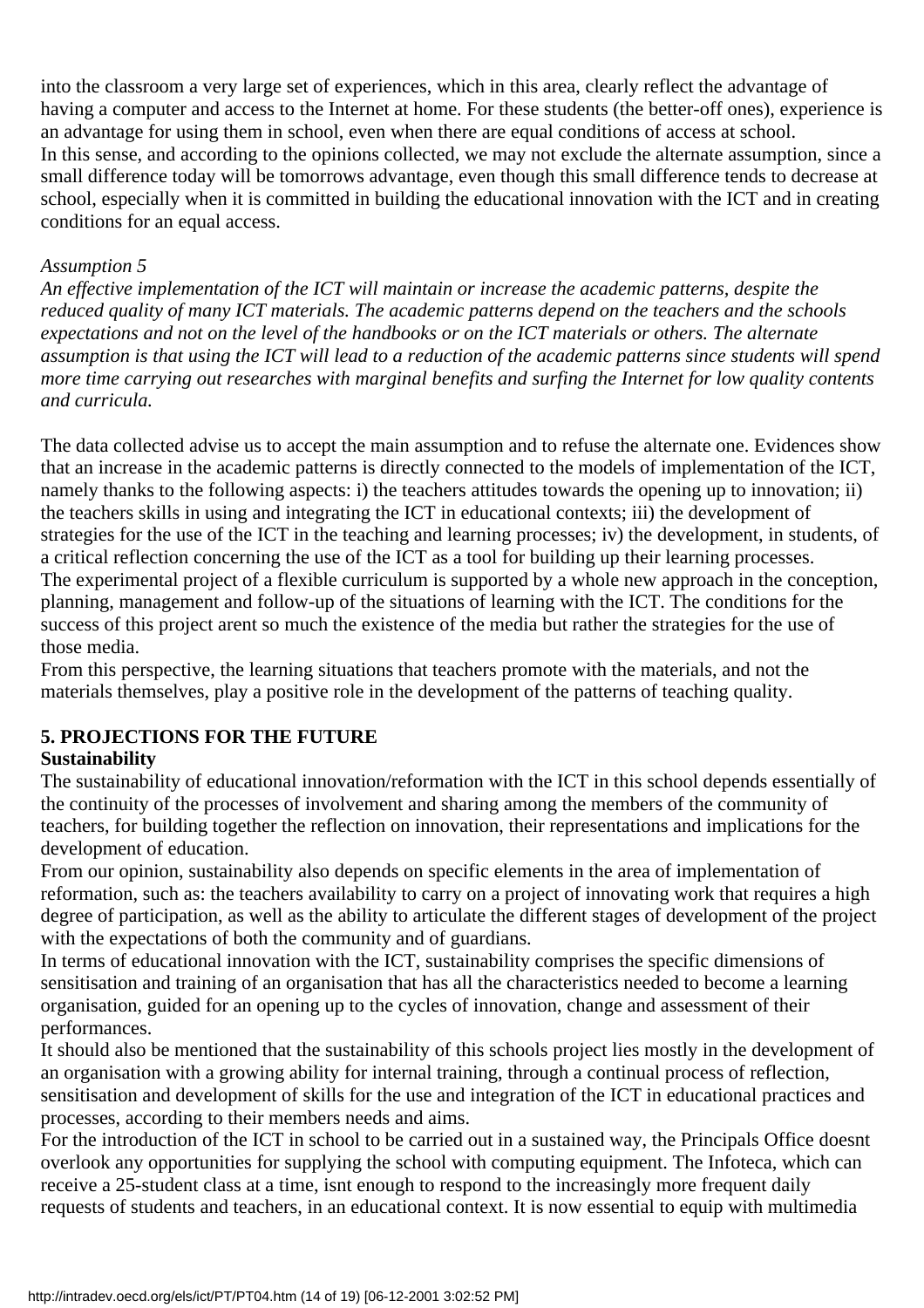into the classroom a very large set of experiences, which in this area, clearly reflect the advantage of having a computer and access to the Internet at home. For these students (the better-off ones), experience is an advantage for using them in school, even when there are equal conditions of access at school.
In this sense, and according to the opinions collected, we may not exclude the alternate assumption, since a small difference today will be tomorrows advantage, even though this small difference tends to decrease at school, especially when it is committed in building the educational innovation with the ICT and in creating conditions for an equal access.

*Assumption 5*
*An effective implementation of the ICT will maintain or increase the academic patterns, despite the reduced quality of many ICT materials. The academic patterns depend on the teachers and the schools expectations and not on the level of the handbooks or on the ICT materials or others. The alternate assumption is that using the ICT will lead to a reduction of the academic patterns since students will spend more time carrying out researches with marginal benefits and surfing the Internet for low quality contents and curricula.*

The data collected advise us to accept the main assumption and to refuse the alternate one. Evidences show that an increase in the academic patterns is directly connected to the models of implementation of the ICT, namely thanks to the following aspects: i) the teachers attitudes towards the opening up to innovation; ii) the teachers skills in using and integrating the ICT in educational contexts; iii) the development of strategies for the use of the ICT in the teaching and learning processes; iv) the development, in students, of a critical reflection concerning the use of the ICT as a tool for building up their learning processes.
The experimental project of a flexible curriculum is supported by a whole new approach in the conception, planning, management and follow-up of the situations of learning with the ICT. The conditions for the success of this project arent so much the existence of the media but rather the strategies for the use of those media.
From this perspective, the learning situations that teachers promote with the materials, and not the materials themselves, play a positive role in the development of the patterns of teaching quality.

## 5. PROJECTIONS FOR THE FUTURE

### Sustainability

The sustainability of educational innovation/reformation with the ICT in this school depends essentially of the continuity of the processes of involvement and sharing among the members of the community of teachers, for building together the reflection on innovation, their representations and implications for the development of education.
From our opinion, sustainability also depends on specific elements in the area of implementation of reformation, such as: the teachers availability to carry on a project of innovating work that requires a high degree of participation, as well as the ability to articulate the different stages of development of the project with the expectations of both the community and of guardians.
In terms of educational innovation with the ICT, sustainability comprises the specific dimensions of sensitisation and training of an organisation that has all the characteristics needed to become a learning organisation, guided for an opening up to the cycles of innovation, change and assessment of their performances.
It should also be mentioned that the sustainability of this schools project lies mostly in the development of an organisation with a growing ability for internal training, through a continual process of reflection, sensitisation and development of skills for the use and integration of the ICT in educational practices and processes, according to their members needs and aims.
For the introduction of the ICT in school to be carried out in a sustained way, the Principals Office doesnt overlook any opportunities for supplying the school with computing equipment. The Infoteca, which can receive a 25-student class at a time, isnt enough to respond to the increasingly more frequent daily requests of students and teachers, in an educational context. It is now essential to equip with multimedia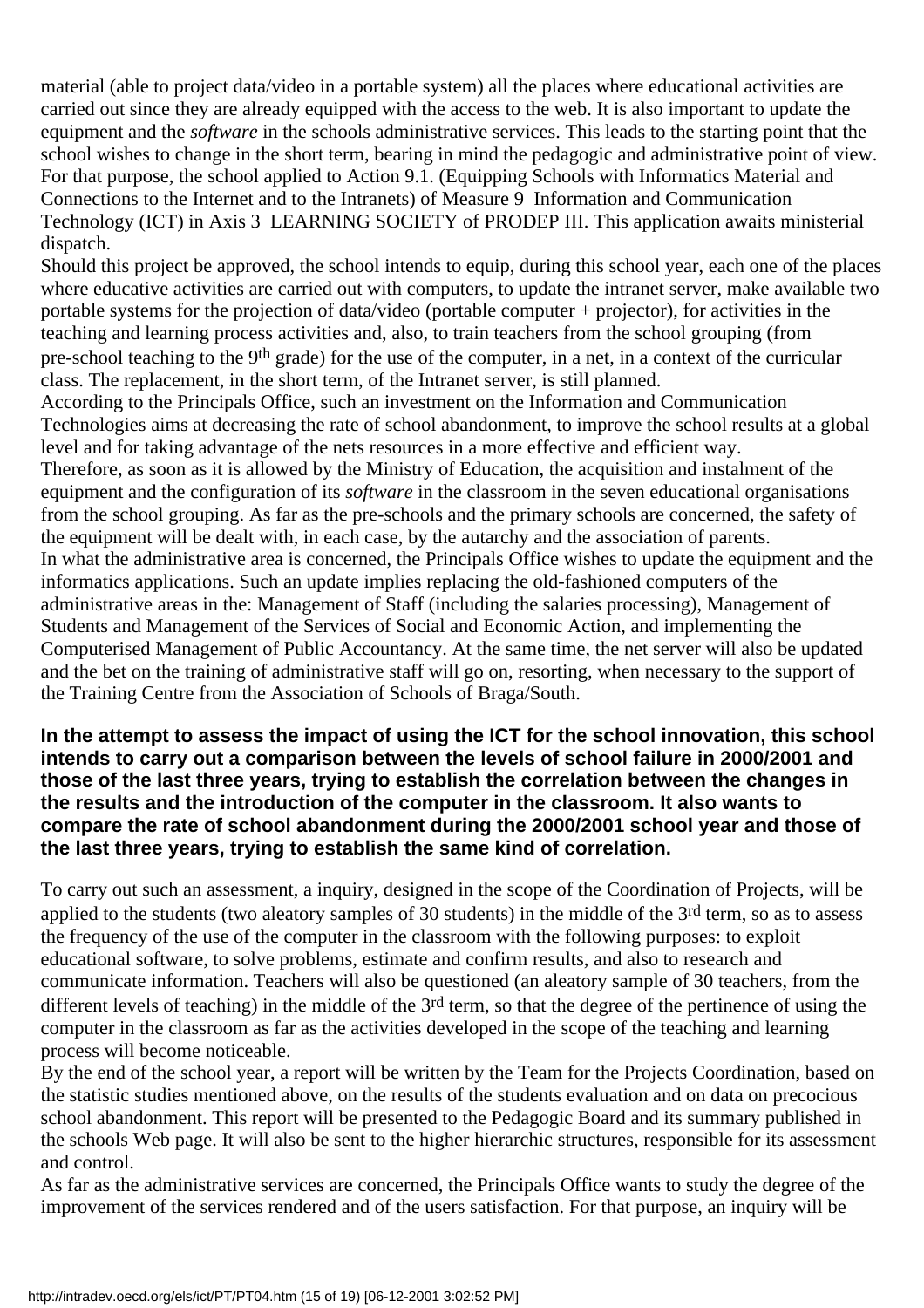material (able to project data/video in a portable system) all the places where educational activities are carried out since they are already equipped with the access to the web. It is also important to update the equipment and the *software* in the schools administrative services. This leads to the starting point that the school wishes to change in the short term, bearing in mind the pedagogic and administrative point of view. For that purpose, the school applied to Action 9.1. (Equipping Schools with Informatics Material and Connections to the Internet and to the Intranets) of Measure 9 Information and Communication Technology (ICT) in Axis 3 LEARNING SOCIETY of PRODEP III. This application awaits ministerial dispatch.

Should this project be approved, the school intends to equip, during this school year, each one of the places where educative activities are carried out with computers, to update the intranet server, make available two portable systems for the projection of data/video (portable computer + projector), for activities in the teaching and learning process activities and, also, to train teachers from the school grouping (from pre-school teaching to the 9th grade) for the use of the computer, in a net, in a context of the curricular class. The replacement, in the short term, of the Intranet server, is still planned.

According to the Principals Office, such an investment on the Information and Communication Technologies aims at decreasing the rate of school abandonment, to improve the school results at a global level and for taking advantage of the nets resources in a more effective and efficient way.

Therefore, as soon as it is allowed by the Ministry of Education, the acquisition and instalment of the equipment and the configuration of its *software* in the classroom in the seven educational organisations from the school grouping. As far as the pre-schools and the primary schools are concerned, the safety of the equipment will be dealt with, in each case, by the autarchy and the association of parents.

In what the administrative area is concerned, the Principals Office wishes to update the equipment and the informatics applications. Such an update implies replacing the old-fashioned computers of the administrative areas in the: Management of Staff (including the salaries processing), Management of Students and Management of the Services of Social and Economic Action, and implementing the Computerised Management of Public Accountancy. At the same time, the net server will also be updated and the bet on the training of administrative staff will go on, resorting, when necessary to the support of the Training Centre from the Association of Schools of Braga/South.

**In the attempt to assess the impact of using the ICT for the school innovation, this school intends to carry out a comparison between the levels of school failure in 2000/2001 and those of the last three years, trying to establish the correlation between the changes in the results and the introduction of the computer in the classroom. It also wants to compare the rate of school abandonment during the 2000/2001 school year and those of the last three years, trying to establish the same kind of correlation.**

To carry out such an assessment, a inquiry, designed in the scope of the Coordination of Projects, will be applied to the students (two aleatory samples of 30 students) in the middle of the 3rd term, so as to assess the frequency of the use of the computer in the classroom with the following purposes: to exploit educational software, to solve problems, estimate and confirm results, and also to research and communicate information. Teachers will also be questioned (an aleatory sample of 30 teachers, from the different levels of teaching) in the middle of the 3rd term, so that the degree of the pertinence of using the computer in the classroom as far as the activities developed in the scope of the teaching and learning process will become noticeable.

By the end of the school year, a report will be written by the Team for the Projects Coordination, based on the statistic studies mentioned above, on the results of the students evaluation and on data on precocious school abandonment. This report will be presented to the Pedagogic Board and its summary published in the schools Web page. It will also be sent to the higher hierarchic structures, responsible for its assessment and control.

As far as the administrative services are concerned, the Principals Office wants to study the degree of the improvement of the services rendered and of the users satisfaction. For that purpose, an inquiry will be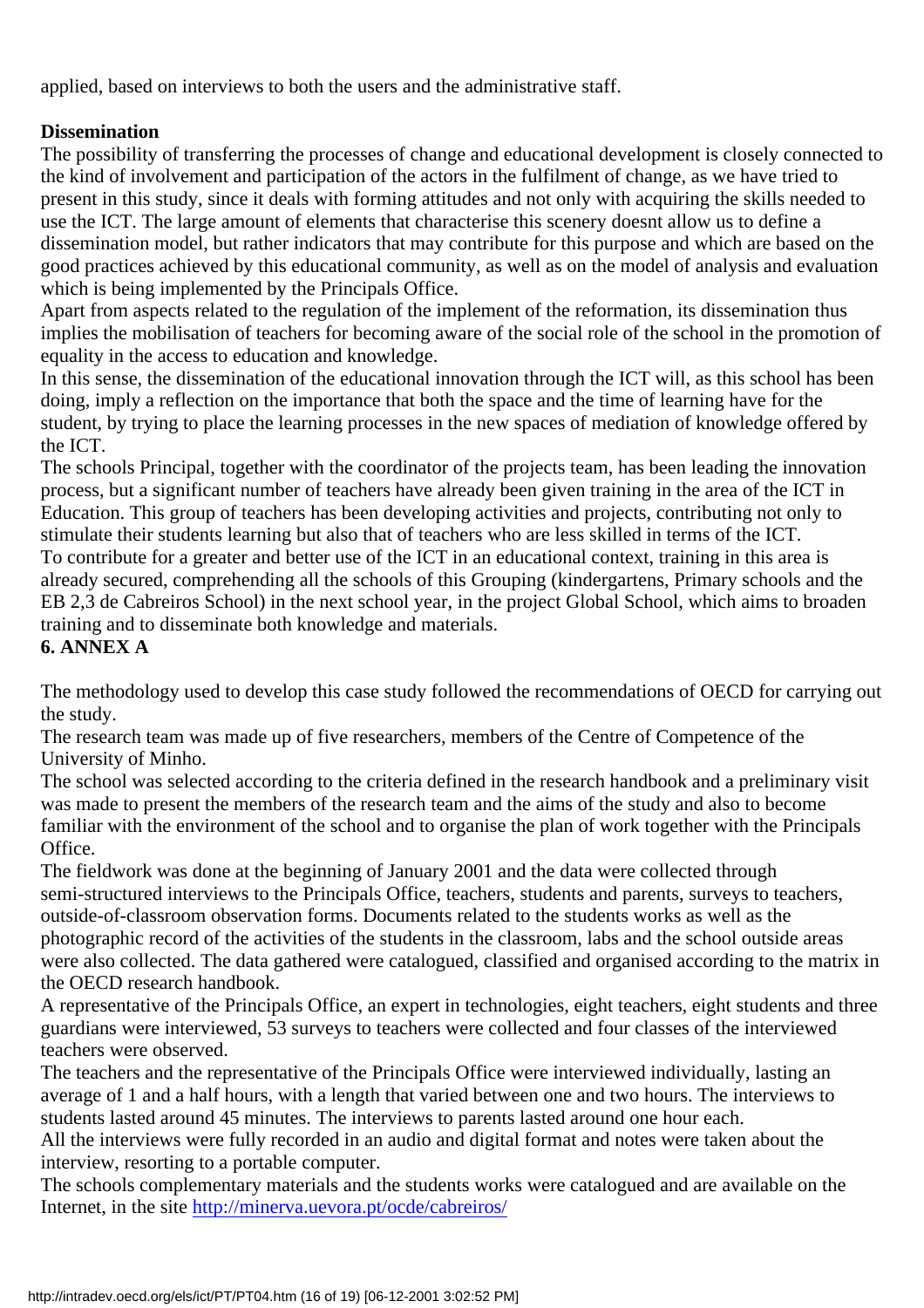applied, based on interviews to both the users and the administrative staff.

**Dissemination**

The possibility of transferring the processes of change and educational development is closely connected to the kind of involvement and participation of the actors in the fulfilment of change, as we have tried to present in this study, since it deals with forming attitudes and not only with acquiring the skills needed to use the ICT. The large amount of elements that characterise this scenery doesnt allow us to define a dissemination model, but rather indicators that may contribute for this purpose and which are based on the good practices achieved by this educational community, as well as on the model of analysis and evaluation which is being implemented by the Principals Office.

Apart from aspects related to the regulation of the implement of the reformation, its dissemination thus implies the mobilisation of teachers for becoming aware of the social role of the school in the promotion of equality in the access to education and knowledge.

In this sense, the dissemination of the educational innovation through the ICT will, as this school has been doing, imply a reflection on the importance that both the space and the time of learning have for the student, by trying to place the learning processes in the new spaces of mediation of knowledge offered by the ICT.

The schools Principal, together with the coordinator of the projects team, has been leading the innovation process, but a significant number of teachers have already been given training in the area of the ICT in Education. This group of teachers has been developing activities and projects, contributing not only to stimulate their students learning but also that of teachers who are less skilled in terms of the ICT.

To contribute for a greater and better use of the ICT in an educational context, training in this area is already secured, comprehending all the schools of this Grouping (kindergartens, Primary schools and the EB 2,3 de Cabreiros School) in the next school year, in the project Global School, which aims to broaden training and to disseminate both knowledge and materials.

**6. ANNEX A**

The methodology used to develop this case study followed the recommendations of OECD for carrying out the study.

The research team was made up of five researchers, members of the Centre of Competence of the University of Minho.

The school was selected according to the criteria defined in the research handbook and a preliminary visit was made to present the members of the research team and the aims of the study and also to become familiar with the environment of the school and to organise the plan of work together with the Principals Office.

The fieldwork was done at the beginning of January 2001 and the data were collected through semi-structured interviews to the Principals Office, teachers, students and parents, surveys to teachers, outside-of-classroom observation forms. Documents related to the students works as well as the photographic record of the activities of the students in the classroom, labs and the school outside areas were also collected. The data gathered were catalogued, classified and organised according to the matrix in the OECD research handbook.

A representative of the Principals Office, an expert in technologies, eight teachers, eight students and three guardians were interviewed, 53 surveys to teachers were collected and four classes of the interviewed teachers were observed.

The teachers and the representative of the Principals Office were interviewed individually, lasting an average of 1 and a half hours, with a length that varied between one and two hours. The interviews to students lasted around 45 minutes. The interviews to parents lasted around one hour each.

All the interviews were fully recorded in an audio and digital format and notes were taken about the interview, resorting to a portable computer.

The schools complementary materials and the students works were catalogued and are available on the Internet, in the site http://minerva.uevora.pt/ocde/cabreiros/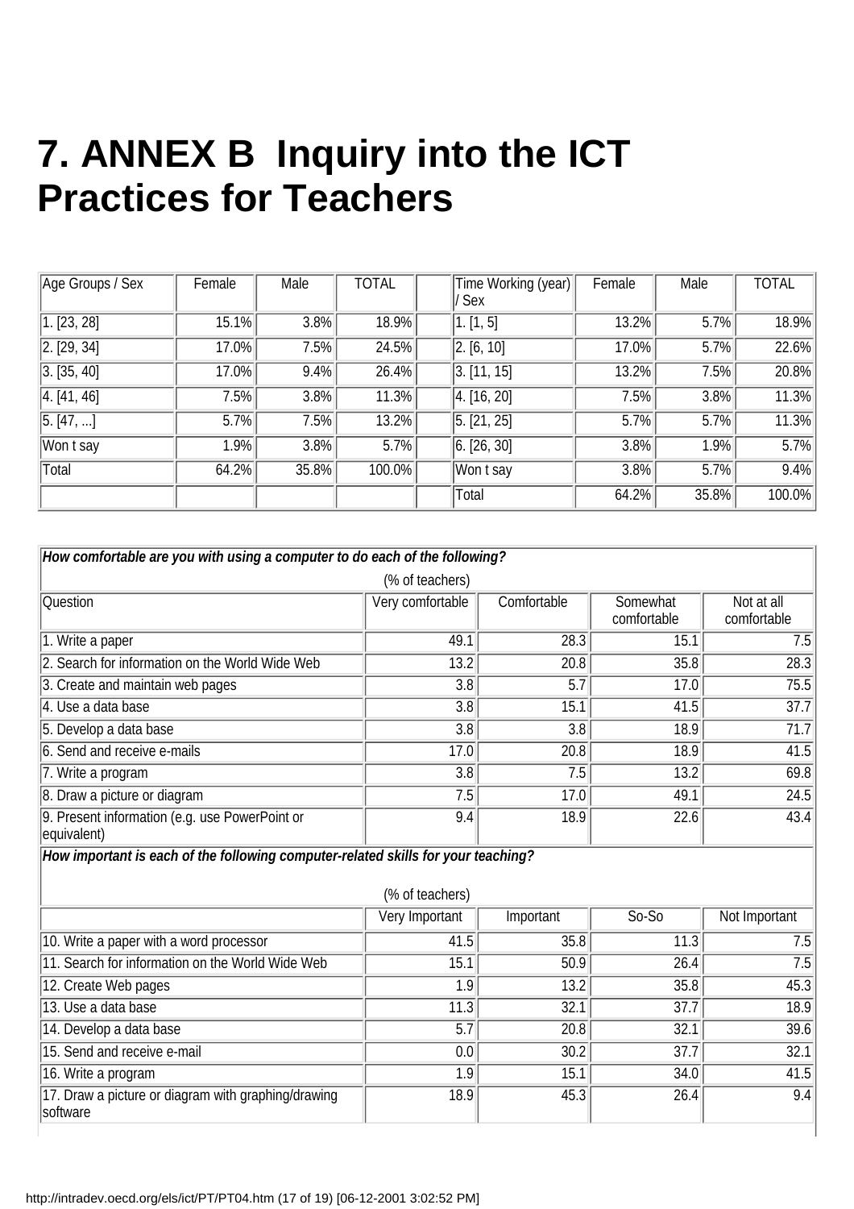# 7. ANNEX B Inquiry into the ICT Practices for Teachers

| Age Groups / Sex | Female | Male | TOTAL | | Time Working (year) / Sex | Female | Male | TOTAL |
|---|---|---|---|---|---|---|---|---|
| 1. [23, 28] | 15.1% | 3.8% | 18.9% | | 1. [1, 5] | 13.2% | 5.7% | 18.9% |
| 2. [29, 34] | 17.0% | 7.5% | 24.5% | | 2. [6, 10] | 17.0% | 5.7% | 22.6% |
| 3. [35, 40] | 17.0% | 9.4% | 26.4% | | 3. [11, 15] | 13.2% | 7.5% | 20.8% |
| 4. [41, 46] | 7.5% | 3.8% | 11.3% | | 4. [16, 20] | 7.5% | 3.8% | 11.3% |
| 5. [47, ...] | 5.7% | 7.5% | 13.2% | | 5. [21, 25] | 5.7% | 5.7% | 11.3% |
| Won t say | 1.9% | 3.8% | 5.7% | | 6. [26, 30] | 3.8% | 1.9% | 5.7% |
| Total | 64.2% | 35.8% | 100.0% | | Won t say | 3.8% | 5.7% | 9.4% |
| | | | | | Total | 64.2% | 35.8% | 100.0% |

| ***How comfortable are you with using a computer to do each of the following?*** | | | | |
|---|---|---|---|---|
| | (% of teachers) | | | |
| Question | Very comfortable | Comfortable | Somewhat comfortable | Not at all comfortable |
| 1. Write a paper | 49.1 | 28.3 | 15.1 | 7.5 |
| 2. Search for information on the World Wide Web | 13.2 | 20.8 | 35.8 | 28.3 |
| 3. Create and maintain web pages | 3.8 | 5.7 | 17.0 | 75.5 |
| 4. Use a data base | 3.8 | 15.1 | 41.5 | 37.7 |
| 5. Develop a data base | 3.8 | 3.8 | 18.9 | 71.7 |
| 6. Send and receive e-mails | 17.0 | 20.8 | 18.9 | 41.5 |
| 7. Write a program | 3.8 | 7.5 | 13.2 | 69.8 |
| 8. Draw a picture or diagram | 7.5 | 17.0 | 49.1 | 24.5 |
| 9. Present information (e.g. use PowerPoint or equivalent) | 9.4 | 18.9 | 22.6 | 43.4 |
| ***How important is each of the following computer-related skills for your teaching?*** | | | | |
| | (% of teachers) | | | |
| | Very Important | Important | So-So | Not Important |
| 10. Write a paper with a word processor | 41.5 | 35.8 | 11.3 | 7.5 |
| 11. Search for information on the World Wide Web | 15.1 | 50.9 | 26.4 | 7.5 |
| 12. Create Web pages | 1.9 | 13.2 | 35.8 | 45.3 |
| 13. Use a data base | 11.3 | 32.1 | 37.7 | 18.9 |
| 14. Develop a data base | 5.7 | 20.8 | 32.1 | 39.6 |
| 15. Send and receive e-mail | 0.0 | 30.2 | 37.7 | 32.1 |
| 16. Write a program | 1.9 | 15.1 | 34.0 | 41.5 |
| 17. Draw a picture or diagram with graphing/drawing software | 18.9 | 45.3 | 26.4 | 9.4 |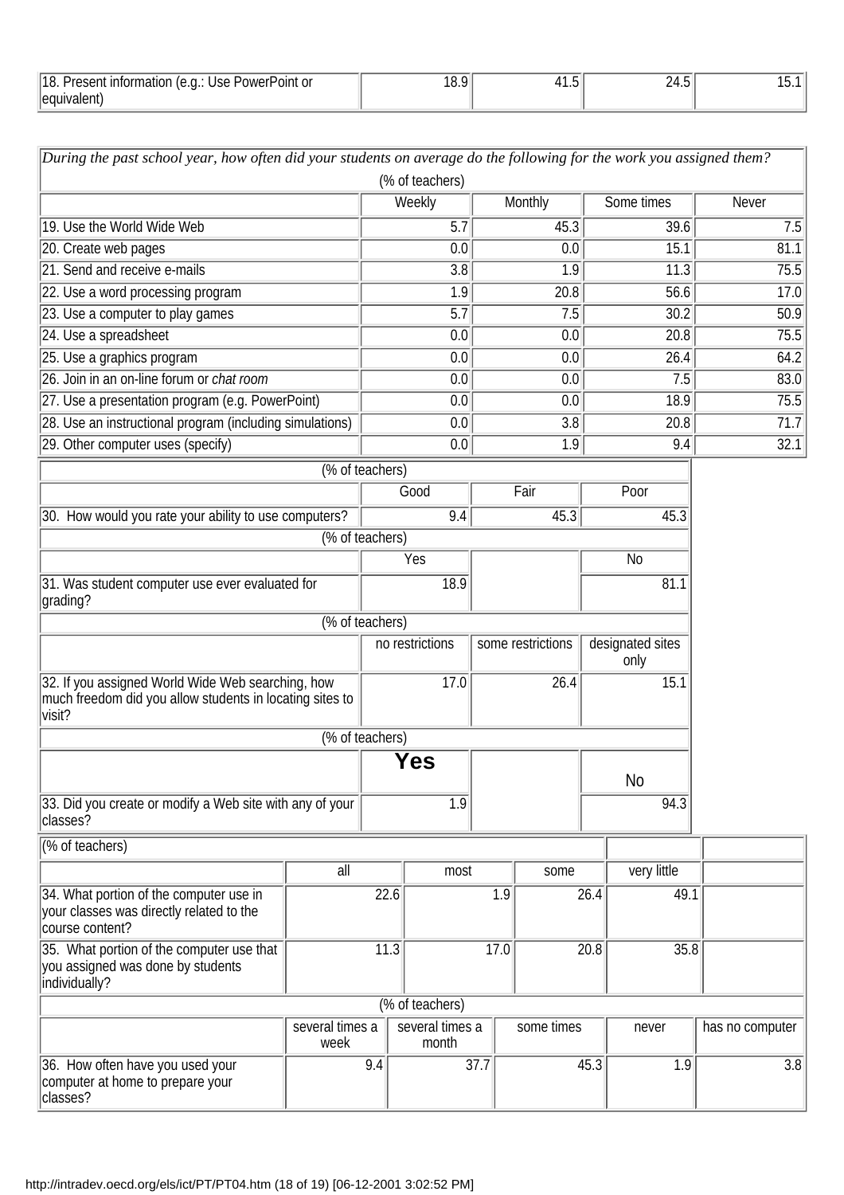| 18. Present information (e.g.: Use PowerPoint or equivalent) | 18.9 | 41.5 | 24.5 | 15.1 |
|---|---|---|---|---|

| *During the past school year, how often did your students on average do the following for the work you assigned them?* (% of teachers) | | | | |
|---|---|---|---|---|
| | Weekly | Monthly | Some times | Never |
| 19. Use the World Wide Web | 5.7 | 45.3 | 39.6 | 7.5 |
| 20. Create web pages | 0.0 | 0.0 | 15.1 | 81.1 |
| 21. Send and receive e-mails | 3.8 | 1.9 | 11.3 | 75.5 |
| 22. Use a word processing program | 1.9 | 20.8 | 56.6 | 17.0 |
| 23. Use a computer to play games | 5.7 | 7.5 | 30.2 | 50.9 |
| 24. Use a spreadsheet | 0.0 | 0.0 | 20.8 | 75.5 |
| 25. Use a graphics program | 0.0 | 0.0 | 26.4 | 64.2 |
| 26. Join in an on-line forum or *chat room* | 0.0 | 0.0 | 7.5 | 83.0 |
| 27. Use a presentation program (e.g. PowerPoint) | 0.0 | 0.0 | 18.9 | 75.5 |
| 28. Use an instructional program (including simulations) | 0.0 | 3.8 | 20.8 | 71.7 |
| 29. Other computer uses (specify) | 0.0 | 1.9 | 9.4 | 32.1 |

| (% of teachers) | | | |
|---|---|---|---|
| | Good | Fair | Poor |
| 30. How would you rate your ability to use computers? | 9.4 | 45.3 | 45.3 |

| (% of teachers) | | | |
|---|---|---|---|
| | Yes | | No |
| 31. Was student computer use ever evaluated for grading? | 18.9 | | 81.1 |

| (% of teachers) | | | |
|---|---|---|---|
| | no restrictions | some restrictions | designated sites only |
| 32. If you assigned World Wide Web searching, how much freedom did you allow students in locating sites to visit? | 17.0 | 26.4 | 15.1 |

| (% of teachers) | | | |
|---|---|---|---|
| | **Yes** | | No |
| 33. Did you create or modify a Web site with any of your classes? | 1.9 | | 94.3 |

| (% of teachers) | | | | |
|---|---|---|---|---|
| | all | most | some | very little |
| 34. What portion of the computer use in your classes was directly related to the course content? | 22.6 | 1.9 | 26.4 | 49.1 |
| 35. What portion of the computer use that you assigned was done by students individually? | 11.3 | 17.0 | 20.8 | 35.8 |

| (% of teachers) | | | | | |
|---|---|---|---|---|---|
| | several times a week | several times a month | some times | never | has no computer |
| 36. How often have you used your computer at home to prepare your classes? | 9.4 | 37.7 | 45.3 | 1.9 | 3.8 |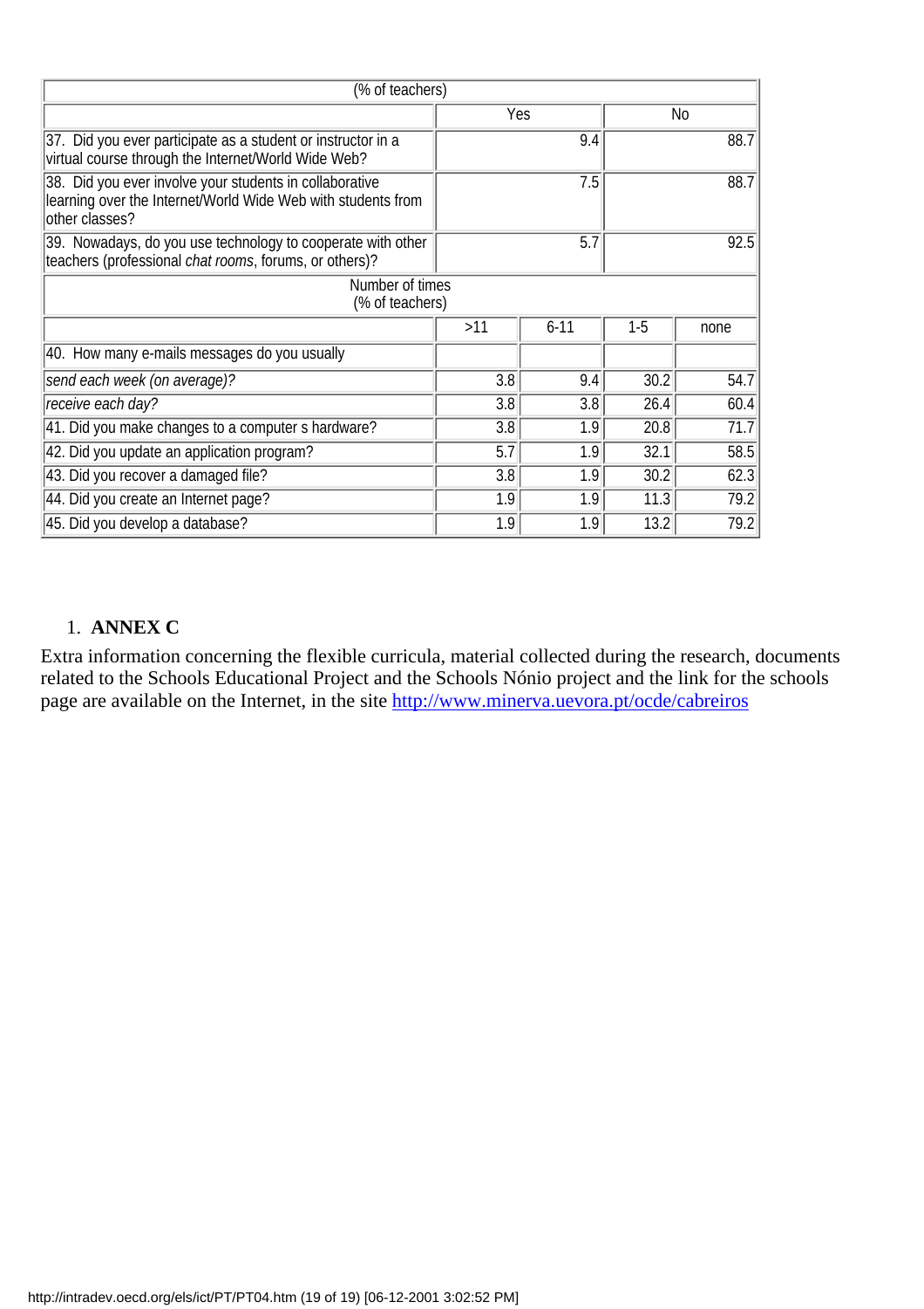| (% of teachers) | | | | |
|---|---|---|---|---|
| | Yes | | No | |
| 37. Did you ever participate as a student or instructor in a virtual course through the Internet/World Wide Web? | 9.4 | | 88.7 | |
| 38. Did you ever involve your students in collaborative learning over the Internet/World Wide Web with students from other classes? | 7.5 | | 88.7 | |
| 39. Nowadays, do you use technology to cooperate with other teachers (professional *chat rooms*, forums, or others)? | 5.7 | | 92.5 | |
| Number of times (% of teachers) | | | | |
| | >11 | 6-11 | 1-5 | none |
| 40. How many e-mails messages do you usually | | | | |
| *send each week (on average)?* | 3.8 | 9.4 | 30.2 | 54.7 |
| *receive each day?* | 3.8 | 3.8 | 26.4 | 60.4 |
| 41. Did you make changes to a computer s hardware? | 3.8 | 1.9 | 20.8 | 71.7 |
| 42. Did you update an application program? | 5.7 | 1.9 | 32.1 | 58.5 |
| 43. Did you recover a damaged file? | 3.8 | 1.9 | 30.2 | 62.3 |
| 44. Did you create an Internet page? | 1.9 | 1.9 | 11.3 | 79.2 |
| 45. Did you develop a database? | 1.9 | 1.9 | 13.2 | 79.2 |

1. **ANNEX C**

Extra information concerning the flexible curricula, material collected during the research, documents related to the Schools Educational Project and the Schools Nónio project and the link for the schools page are available on the Internet, in the site http://www.minerva.uevora.pt/ocde/cabreiros